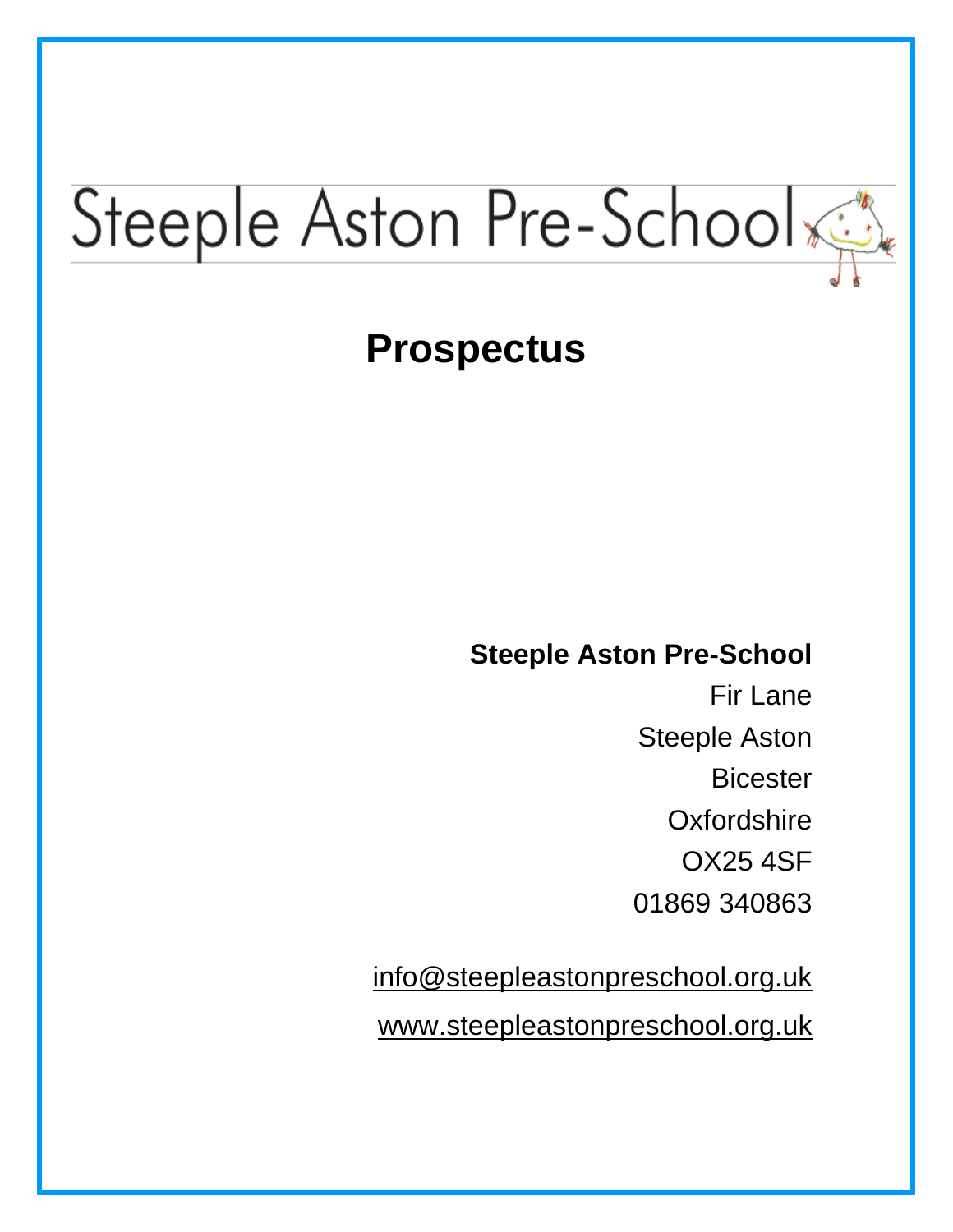# Steeple Aston Pre-School

## Prospectus

**Steeple Aston Pre-School**
Fir Lane
Steeple Aston
Bicester
Oxfordshire
OX25 4SF
01869 340863

info@steepleastonpreschool.org.uk
www.steepleastonpreschool.org.uk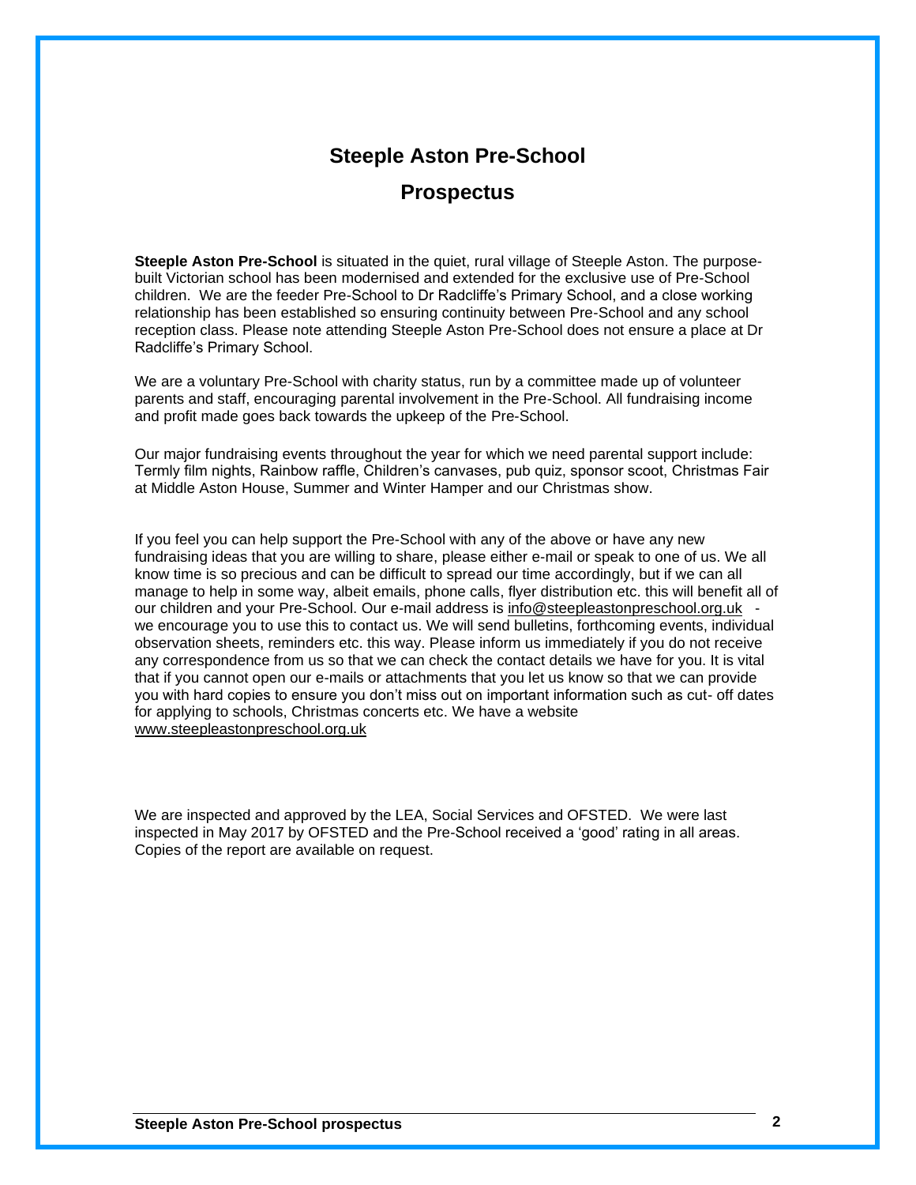# Steeple Aston Pre-School

## Prospectus

**Steeple Aston Pre-School** is situated in the quiet, rural village of Steeple Aston. The purpose-built Victorian school has been modernised and extended for the exclusive use of Pre-School children. We are the feeder Pre-School to Dr Radcliffe's Primary School, and a close working relationship has been established so ensuring continuity between Pre-School and any school reception class. Please note attending Steeple Aston Pre-School does not ensure a place at Dr Radcliffe's Primary School.

We are a voluntary Pre-School with charity status, run by a committee made up of volunteer parents and staff, encouraging parental involvement in the Pre-School. All fundraising income and profit made goes back towards the upkeep of the Pre-School.

Our major fundraising events throughout the year for which we need parental support include: Termly film nights, Rainbow raffle, Children's canvases, pub quiz, sponsor scoot, Christmas Fair at Middle Aston House, Summer and Winter Hamper and our Christmas show.

If you feel you can help support the Pre-School with any of the above or have any new fundraising ideas that you are willing to share, please either e-mail or speak to one of us. We all know time is so precious and can be difficult to spread our time accordingly, but if we can all manage to help in some way, albeit emails, phone calls, flyer distribution etc. this will benefit all of our children and your Pre-School. Our e-mail address is info@steepleastonpreschool.org.uk - we encourage you to use this to contact us. We will send bulletins, forthcoming events, individual observation sheets, reminders etc. this way. Please inform us immediately if you do not receive any correspondence from us so that we can check the contact details we have for you. It is vital that if you cannot open our e-mails or attachments that you let us know so that we can provide you with hard copies to ensure you don't miss out on important information such as cut- off dates for applying to schools, Christmas concerts etc. We have a website www.steepleastonpreschool.org.uk

We are inspected and approved by the LEA, Social Services and OFSTED. We were last inspected in May 2017 by OFSTED and the Pre-School received a 'good' rating in all areas. Copies of the report are available on request.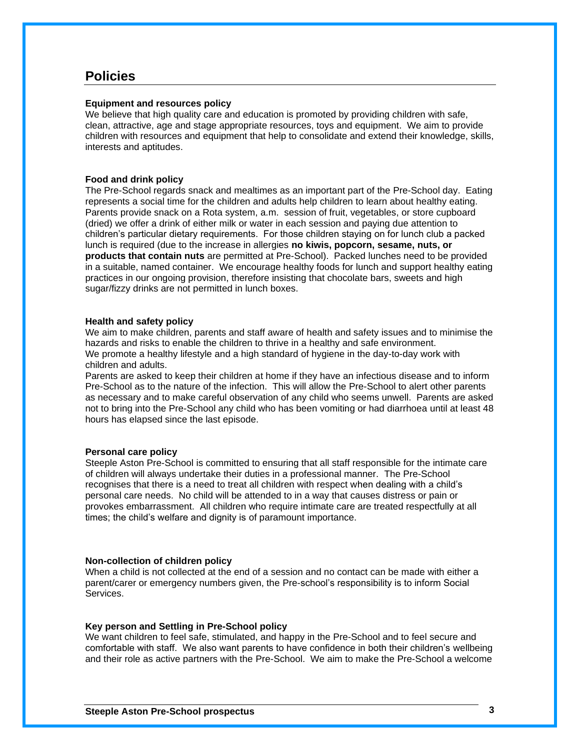## Policies

**Equipment and resources policy**
We believe that high quality care and education is promoted by providing children with safe, clean, attractive, age and stage appropriate resources, toys and equipment. We aim to provide children with resources and equipment that help to consolidate and extend their knowledge, skills, interests and aptitudes.

**Food and drink policy**
The Pre-School regards snack and mealtimes as an important part of the Pre-School day. Eating represents a social time for the children and adults help children to learn about healthy eating. Parents provide snack on a Rota system, a.m. session of fruit, vegetables, or store cupboard (dried) we offer a drink of either milk or water in each session and paying due attention to children's particular dietary requirements. For those children staying on for lunch club a packed lunch is required (due to the increase in allergies **no kiwis, popcorn, sesame, nuts, or products that contain nuts** are permitted at Pre-School). Packed lunches need to be provided in a suitable, named container. We encourage healthy foods for lunch and support healthy eating practices in our ongoing provision, therefore insisting that chocolate bars, sweets and high sugar/fizzy drinks are not permitted in lunch boxes.

**Health and safety policy**
We aim to make children, parents and staff aware of health and safety issues and to minimise the hazards and risks to enable the children to thrive in a healthy and safe environment.
We promote a healthy lifestyle and a high standard of hygiene in the day-to-day work with children and adults.
Parents are asked to keep their children at home if they have an infectious disease and to inform Pre-School as to the nature of the infection. This will allow the Pre-School to alert other parents as necessary and to make careful observation of any child who seems unwell. Parents are asked not to bring into the Pre-School any child who has been vomiting or had diarrhoea until at least 48 hours has elapsed since the last episode.

**Personal care policy**
Steeple Aston Pre-School is committed to ensuring that all staff responsible for the intimate care of children will always undertake their duties in a professional manner. The Pre-School recognises that there is a need to treat all children with respect when dealing with a child's personal care needs. No child will be attended to in a way that causes distress or pain or provokes embarrassment. All children who require intimate care are treated respectfully at all times; the child's welfare and dignity is of paramount importance.

**Non-collection of children policy**
When a child is not collected at the end of a session and no contact can be made with either a parent/carer or emergency numbers given, the Pre-school's responsibility is to inform Social Services.

**Key person and Settling in Pre-School policy**
We want children to feel safe, stimulated, and happy in the Pre-School and to feel secure and comfortable with staff. We also want parents to have confidence in both their children's wellbeing and their role as active partners with the Pre-School. We aim to make the Pre-School a welcome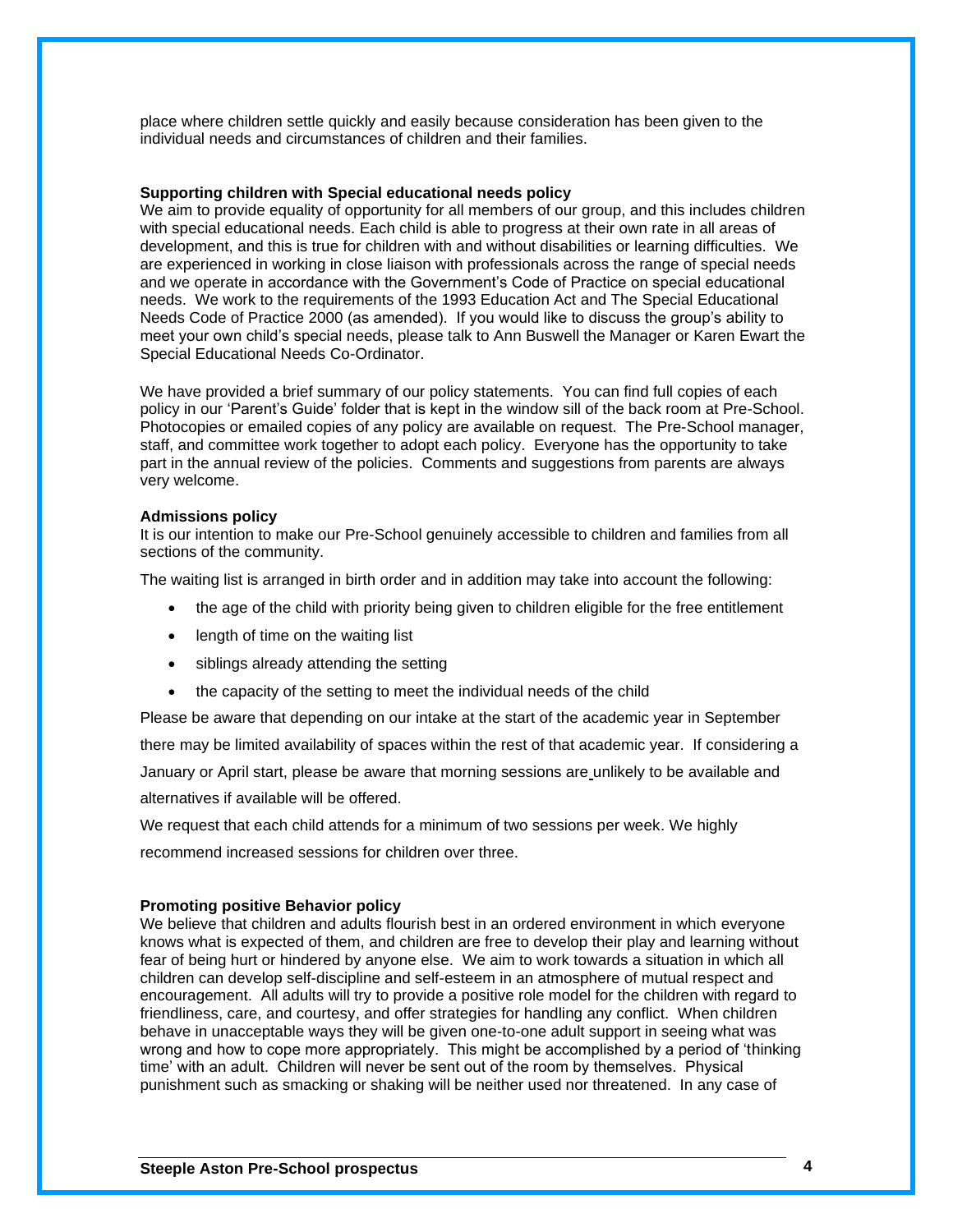place where children settle quickly and easily because consideration has been given to the individual needs and circumstances of children and their families.

**Supporting children with Special educational needs policy**

We aim to provide equality of opportunity for all members of our group, and this includes children with special educational needs. Each child is able to progress at their own rate in all areas of development, and this is true for children with and without disabilities or learning difficulties. We are experienced in working in close liaison with professionals across the range of special needs and we operate in accordance with the Government's Code of Practice on special educational needs. We work to the requirements of the 1993 Education Act and The Special Educational Needs Code of Practice 2000 (as amended). If you would like to discuss the group's ability to meet your own child's special needs, please talk to Ann Buswell the Manager or Karen Ewart the Special Educational Needs Co-Ordinator.

We have provided a brief summary of our policy statements. You can find full copies of each policy in our 'Parent's Guide' folder that is kept in the window sill of the back room at Pre-School. Photocopies or emailed copies of any policy are available on request. The Pre-School manager, staff, and committee work together to adopt each policy. Everyone has the opportunity to take part in the annual review of the policies. Comments and suggestions from parents are always very welcome.

**Admissions policy**

It is our intention to make our Pre-School genuinely accessible to children and families from all sections of the community.

The waiting list is arranged in birth order and in addition may take into account the following:

- the age of the child with priority being given to children eligible for the free entitlement
- length of time on the waiting list
- siblings already attending the setting
- the capacity of the setting to meet the individual needs of the child

Please be aware that depending on our intake at the start of the academic year in September there may be limited availability of spaces within the rest of that academic year. If considering a January or April start, please be aware that morning sessions are unlikely to be available and alternatives if available will be offered.

We request that each child attends for a minimum of two sessions per week. We highly recommend increased sessions for children over three.

**Promoting positive Behavior policy**

We believe that children and adults flourish best in an ordered environment in which everyone knows what is expected of them, and children are free to develop their play and learning without fear of being hurt or hindered by anyone else. We aim to work towards a situation in which all children can develop self-discipline and self-esteem in an atmosphere of mutual respect and encouragement. All adults will try to provide a positive role model for the children with regard to friendliness, care, and courtesy, and offer strategies for handling any conflict. When children behave in unacceptable ways they will be given one-to-one adult support in seeing what was wrong and how to cope more appropriately. This might be accomplished by a period of 'thinking time' with an adult. Children will never be sent out of the room by themselves. Physical punishment such as smacking or shaking will be neither used nor threatened. In any case of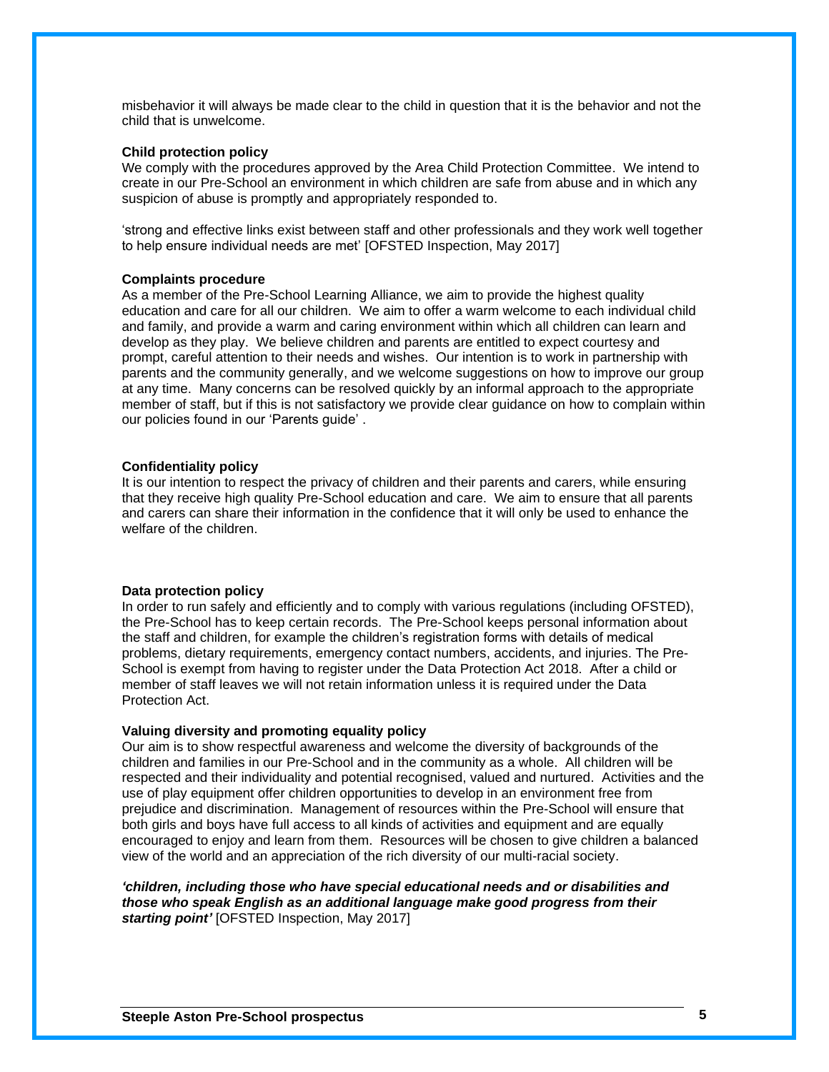misbehavior it will always be made clear to the child in question that it is the behavior and not the child that is unwelcome.

**Child protection policy**

We comply with the procedures approved by the Area Child Protection Committee. We intend to create in our Pre-School an environment in which children are safe from abuse and in which any suspicion of abuse is promptly and appropriately responded to.

'strong and effective links exist between staff and other professionals and they work well together to help ensure individual needs are met' [OFSTED Inspection, May 2017]

**Complaints procedure**

As a member of the Pre-School Learning Alliance, we aim to provide the highest quality education and care for all our children. We aim to offer a warm welcome to each individual child and family, and provide a warm and caring environment within which all children can learn and develop as they play. We believe children and parents are entitled to expect courtesy and prompt, careful attention to their needs and wishes. Our intention is to work in partnership with parents and the community generally, and we welcome suggestions on how to improve our group at any time. Many concerns can be resolved quickly by an informal approach to the appropriate member of staff, but if this is not satisfactory we provide clear guidance on how to complain within our policies found in our 'Parents guide' .

**Confidentiality policy**

It is our intention to respect the privacy of children and their parents and carers, while ensuring that they receive high quality Pre-School education and care. We aim to ensure that all parents and carers can share their information in the confidence that it will only be used to enhance the welfare of the children.

**Data protection policy**

In order to run safely and efficiently and to comply with various regulations (including OFSTED), the Pre-School has to keep certain records. The Pre-School keeps personal information about the staff and children, for example the children's registration forms with details of medical problems, dietary requirements, emergency contact numbers, accidents, and injuries. The Pre-School is exempt from having to register under the Data Protection Act 2018. After a child or member of staff leaves we will not retain information unless it is required under the Data Protection Act.

**Valuing diversity and promoting equality policy**

Our aim is to show respectful awareness and welcome the diversity of backgrounds of the children and families in our Pre-School and in the community as a whole. All children will be respected and their individuality and potential recognised, valued and nurtured. Activities and the use of play equipment offer children opportunities to develop in an environment free from prejudice and discrimination. Management of resources within the Pre-School will ensure that both girls and boys have full access to all kinds of activities and equipment and are equally encouraged to enjoy and learn from them. Resources will be chosen to give children a balanced view of the world and an appreciation of the rich diversity of our multi-racial society.

***'children, including those who have special educational needs and or disabilities and those who speak English as an additional language make good progress from their starting point'*** [OFSTED Inspection, May 2017]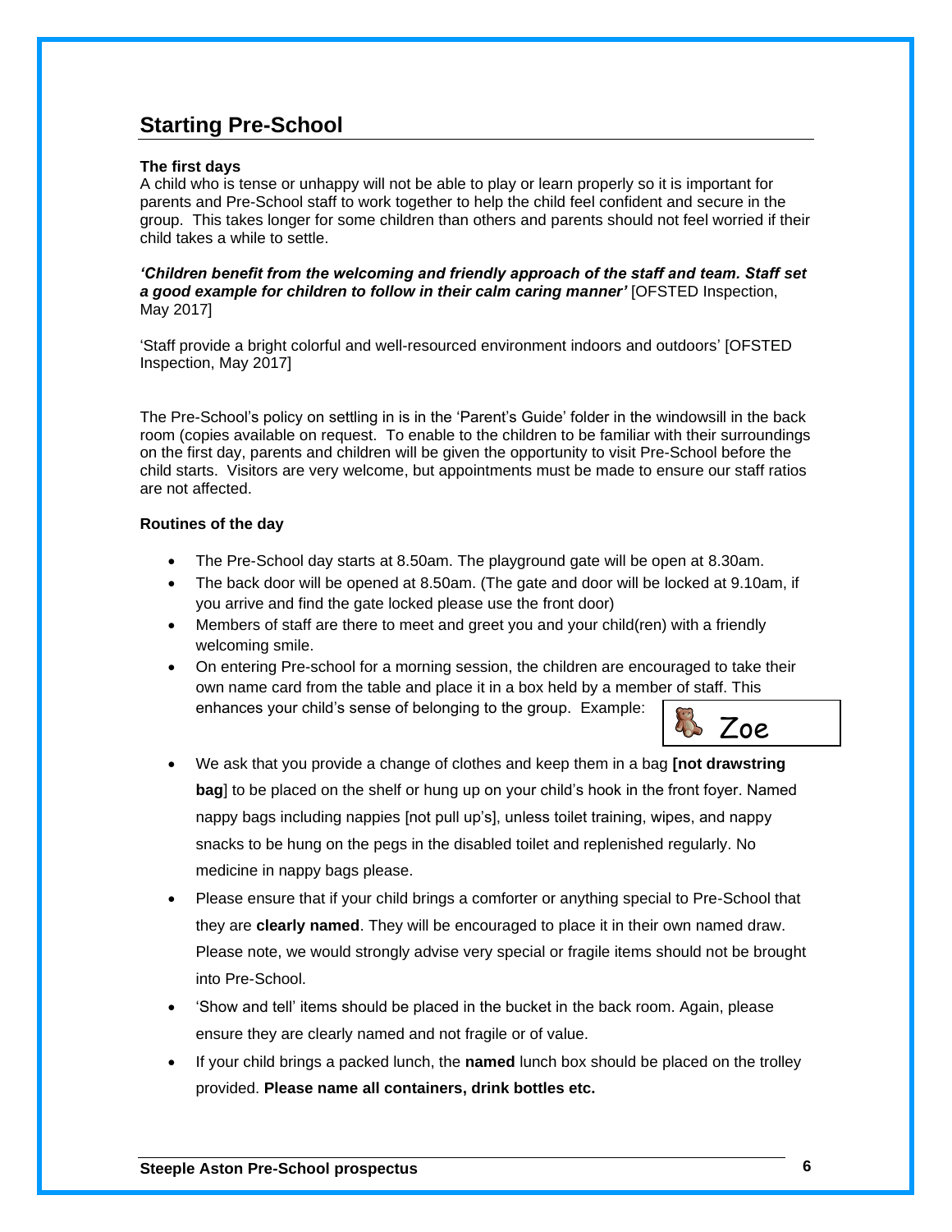## Starting Pre-School

**The first days**

A child who is tense or unhappy will not be able to play or learn properly so it is important for parents and Pre-School staff to work together to help the child feel confident and secure in the group. This takes longer for some children than others and parents should not feel worried if their child takes a while to settle.

***'Children benefit from the welcoming and friendly approach of the staff and team. Staff set a good example for children to follow in their calm caring manner'*** [OFSTED Inspection, May 2017]

'Staff provide a bright colorful and well-resourced environment indoors and outdoors' [OFSTED Inspection, May 2017]

The Pre-School's policy on settling in is in the 'Parent's Guide' folder in the windowsill in the back room (copies available on request. To enable to the children to be familiar with their surroundings on the first day, parents and children will be given the opportunity to visit Pre-School before the child starts. Visitors are very welcome, but appointments must be made to ensure our staff ratios are not affected.

**Routines of the day**

- The Pre-School day starts at 8.50am. The playground gate will be open at 8.30am.
- The back door will be opened at 8.50am. (The gate and door will be locked at 9.10am, if you arrive and find the gate locked please use the front door)
- Members of staff are there to meet and greet you and your child(ren) with a friendly welcoming smile.
- On entering Pre-school for a morning session, the children are encouraged to take their own name card from the table and place it in a box held by a member of staff. This enhances your child's sense of belonging to the group. Example: Zoe
- We ask that you provide a change of clothes and keep them in a bag **[not drawstring bag**] to be placed on the shelf or hung up on your child's hook in the front foyer. Named nappy bags including nappies [not pull up's], unless toilet training, wipes, and nappy snacks to be hung on the pegs in the disabled toilet and replenished regularly. No medicine in nappy bags please.
- Please ensure that if your child brings a comforter or anything special to Pre-School that they are **clearly named**. They will be encouraged to place it in their own named draw. Please note, we would strongly advise very special or fragile items should not be brought into Pre-School.
- 'Show and tell' items should be placed in the bucket in the back room. Again, please ensure they are clearly named and not fragile or of value.
- If your child brings a packed lunch, the **named** lunch box should be placed on the trolley provided. **Please name all containers, drink bottles etc.**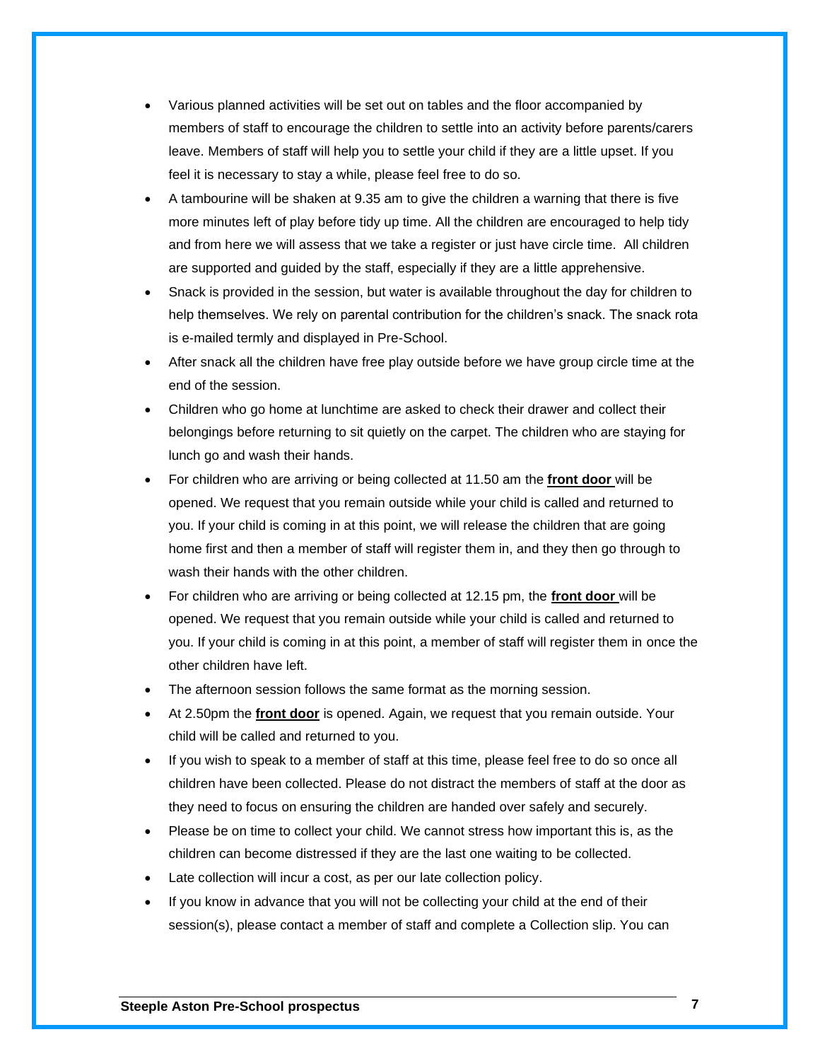- Various planned activities will be set out on tables and the floor accompanied by members of staff to encourage the children to settle into an activity before parents/carers leave. Members of staff will help you to settle your child if they are a little upset. If you feel it is necessary to stay a while, please feel free to do so.
- A tambourine will be shaken at 9.35 am to give the children a warning that there is five more minutes left of play before tidy up time. All the children are encouraged to help tidy and from here we will assess that we take a register or just have circle time. All children are supported and guided by the staff, especially if they are a little apprehensive.
- Snack is provided in the session, but water is available throughout the day for children to help themselves. We rely on parental contribution for the children's snack. The snack rota is e-mailed termly and displayed in Pre-School.
- After snack all the children have free play outside before we have group circle time at the end of the session.
- Children who go home at lunchtime are asked to check their drawer and collect their belongings before returning to sit quietly on the carpet. The children who are staying for lunch go and wash their hands.
- For children who are arriving or being collected at 11.50 am the **front door** will be opened. We request that you remain outside while your child is called and returned to you. If your child is coming in at this point, we will release the children that are going home first and then a member of staff will register them in, and they then go through to wash their hands with the other children.
- For children who are arriving or being collected at 12.15 pm, the **front door** will be opened. We request that you remain outside while your child is called and returned to you. If your child is coming in at this point, a member of staff will register them in once the other children have left.
- The afternoon session follows the same format as the morning session.
- At 2.50pm the **front door** is opened. Again, we request that you remain outside. Your child will be called and returned to you.
- If you wish to speak to a member of staff at this time, please feel free to do so once all children have been collected. Please do not distract the members of staff at the door as they need to focus on ensuring the children are handed over safely and securely.
- Please be on time to collect your child. We cannot stress how important this is, as the children can become distressed if they are the last one waiting to be collected.
- Late collection will incur a cost, as per our late collection policy.
- If you know in advance that you will not be collecting your child at the end of their session(s), please contact a member of staff and complete a Collection slip. You can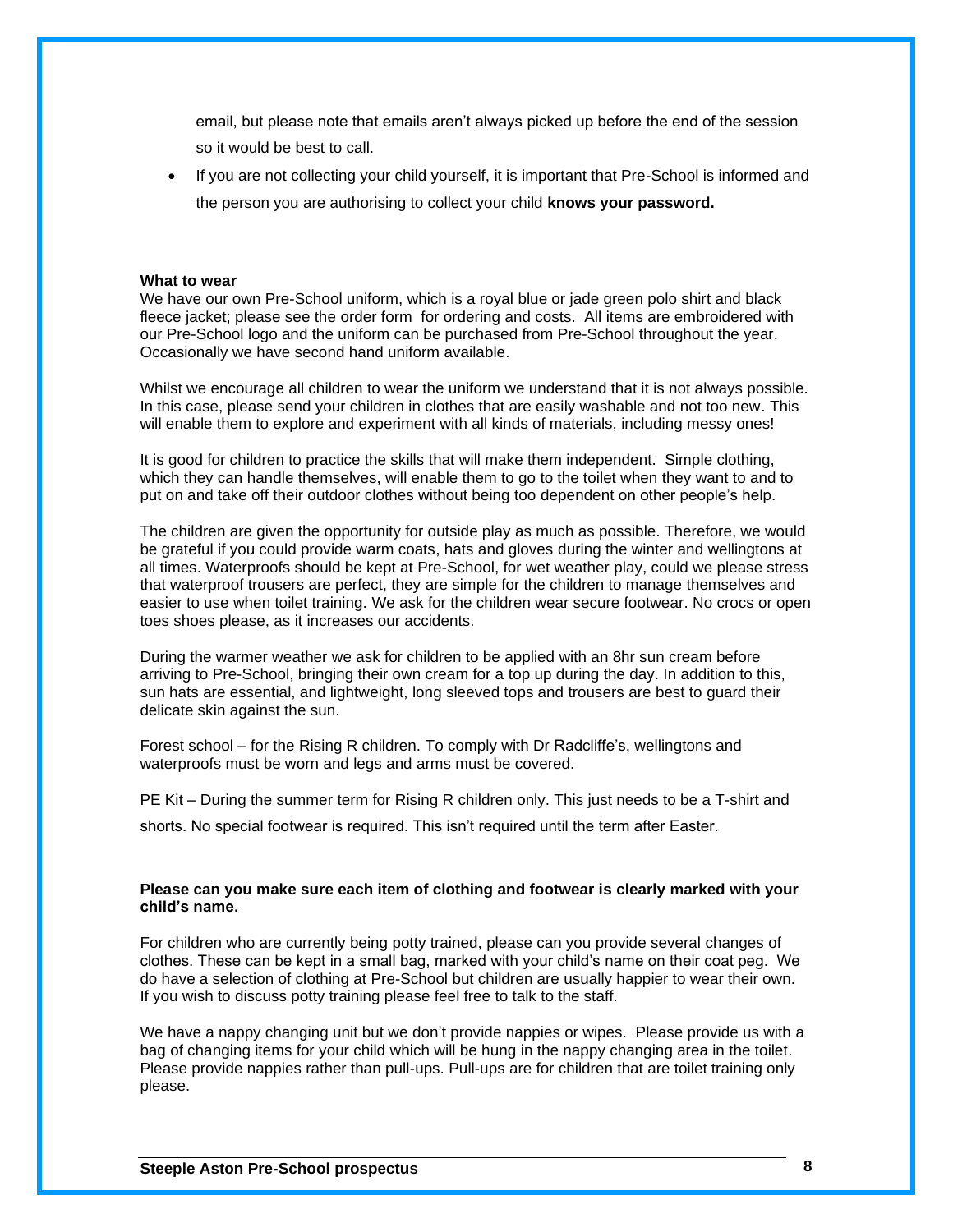email, but please note that emails aren't always picked up before the end of the session so it would be best to call.

- If you are not collecting your child yourself, it is important that Pre-School is informed and the person you are authorising to collect your child **knows your password.**

**What to wear**

We have our own Pre-School uniform, which is a royal blue or jade green polo shirt and black fleece jacket; please see the order form for ordering and costs. All items are embroidered with our Pre-School logo and the uniform can be purchased from Pre-School throughout the year. Occasionally we have second hand uniform available.

Whilst we encourage all children to wear the uniform we understand that it is not always possible. In this case, please send your children in clothes that are easily washable and not too new. This will enable them to explore and experiment with all kinds of materials, including messy ones!

It is good for children to practice the skills that will make them independent. Simple clothing, which they can handle themselves, will enable them to go to the toilet when they want to and to put on and take off their outdoor clothes without being too dependent on other people's help.

The children are given the opportunity for outside play as much as possible. Therefore, we would be grateful if you could provide warm coats, hats and gloves during the winter and wellingtons at all times. Waterproofs should be kept at Pre-School, for wet weather play, could we please stress that waterproof trousers are perfect, they are simple for the children to manage themselves and easier to use when toilet training. We ask for the children wear secure footwear. No crocs or open toes shoes please, as it increases our accidents.

During the warmer weather we ask for children to be applied with an 8hr sun cream before arriving to Pre-School, bringing their own cream for a top up during the day. In addition to this, sun hats are essential, and lightweight, long sleeved tops and trousers are best to guard their delicate skin against the sun.

Forest school – for the Rising R children. To comply with Dr Radcliffe's, wellingtons and waterproofs must be worn and legs and arms must be covered.

PE Kit – During the summer term for Rising R children only. This just needs to be a T-shirt and shorts. No special footwear is required. This isn't required until the term after Easter.

**Please can you make sure each item of clothing and footwear is clearly marked with your child's name.**

For children who are currently being potty trained, please can you provide several changes of clothes. These can be kept in a small bag, marked with your child's name on their coat peg. We do have a selection of clothing at Pre-School but children are usually happier to wear their own. If you wish to discuss potty training please feel free to talk to the staff.

We have a nappy changing unit but we don't provide nappies or wipes. Please provide us with a bag of changing items for your child which will be hung in the nappy changing area in the toilet. Please provide nappies rather than pull-ups. Pull-ups are for children that are toilet training only please.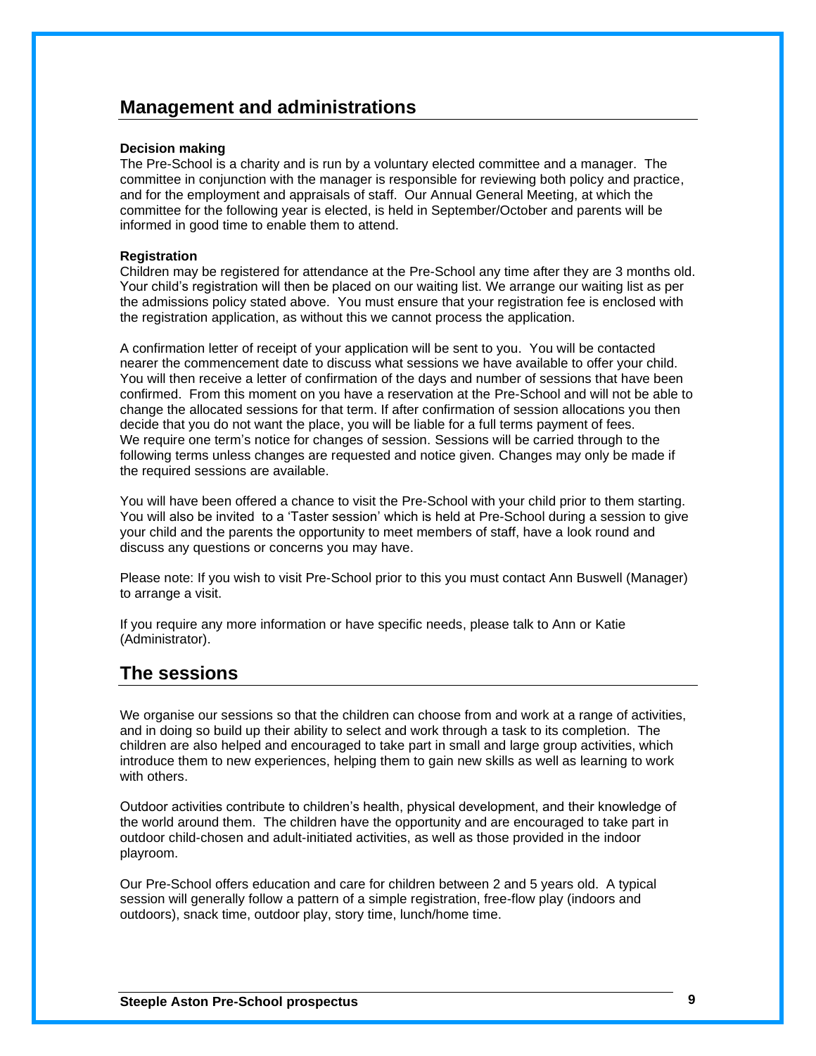## Management and administrations

**Decision making**

The Pre-School is a charity and is run by a voluntary elected committee and a manager. The committee in conjunction with the manager is responsible for reviewing both policy and practice, and for the employment and appraisals of staff. Our Annual General Meeting, at which the committee for the following year is elected, is held in September/October and parents will be informed in good time to enable them to attend.

**Registration**

Children may be registered for attendance at the Pre-School any time after they are 3 months old. Your child's registration will then be placed on our waiting list. We arrange our waiting list as per the admissions policy stated above. You must ensure that your registration fee is enclosed with the registration application, as without this we cannot process the application.

A confirmation letter of receipt of your application will be sent to you. You will be contacted nearer the commencement date to discuss what sessions we have available to offer your child. You will then receive a letter of confirmation of the days and number of sessions that have been confirmed. From this moment on you have a reservation at the Pre-School and will not be able to change the allocated sessions for that term. If after confirmation of session allocations you then decide that you do not want the place, you will be liable for a full terms payment of fees. We require one term's notice for changes of session. Sessions will be carried through to the following terms unless changes are requested and notice given. Changes may only be made if the required sessions are available.

You will have been offered a chance to visit the Pre-School with your child prior to them starting. You will also be invited to a 'Taster session' which is held at Pre-School during a session to give your child and the parents the opportunity to meet members of staff, have a look round and discuss any questions or concerns you may have.

Please note: If you wish to visit Pre-School prior to this you must contact Ann Buswell (Manager) to arrange a visit.

If you require any more information or have specific needs, please talk to Ann or Katie (Administrator).

## The sessions

We organise our sessions so that the children can choose from and work at a range of activities, and in doing so build up their ability to select and work through a task to its completion. The children are also helped and encouraged to take part in small and large group activities, which introduce them to new experiences, helping them to gain new skills as well as learning to work with others.

Outdoor activities contribute to children's health, physical development, and their knowledge of the world around them. The children have the opportunity and are encouraged to take part in outdoor child-chosen and adult-initiated activities, as well as those provided in the indoor playroom.

Our Pre-School offers education and care for children between 2 and 5 years old. A typical session will generally follow a pattern of a simple registration, free-flow play (indoors and outdoors), snack time, outdoor play, story time, lunch/home time.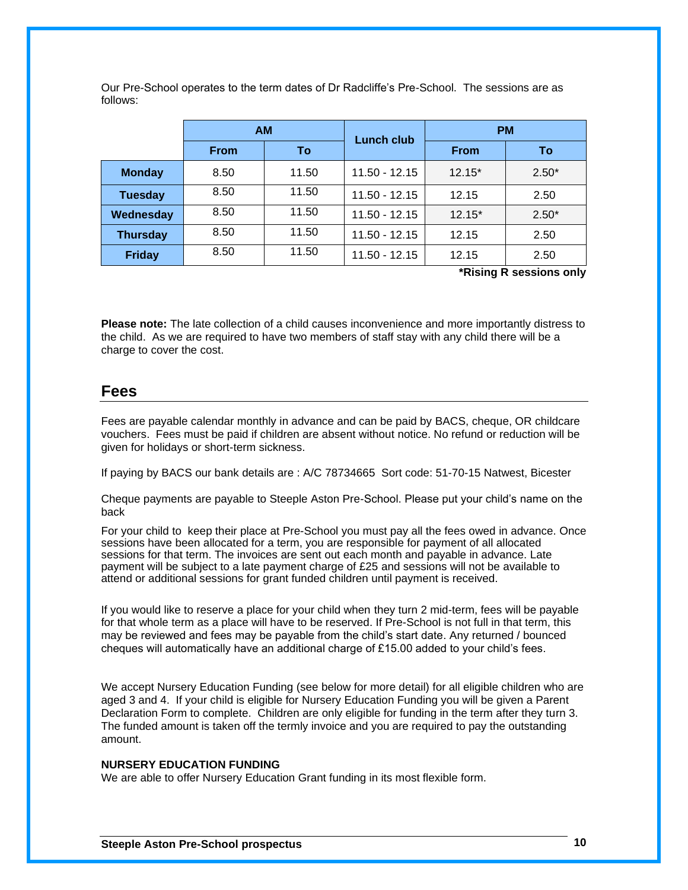Our Pre-School operates to the term dates of Dr Radcliffe's Pre-School.  The sessions are as follows:

| | AM | | Lunch club | PM | |
|---|---|---|---|---|---|
| | From | To | | From | To |
| **Monday** | 8.50 | 11.50 | 11.50 - 12.15 | 12.15* | 2.50* |
| **Tuesday** | 8.50 | 11.50 | 11.50 - 12.15 | 12.15 | 2.50 |
| **Wednesday** | 8.50 | 11.50 | 11.50 - 12.15 | 12.15* | 2.50* |
| **Thursday** | 8.50 | 11.50 | 11.50 - 12.15 | 12.15 | 2.50 |
| **Friday** | 8.50 | 11.50 | 11.50 - 12.15 | 12.15 | 2.50 |

**\*Rising R sessions only**

**Please note:** The late collection of a child causes inconvenience and more importantly distress to the child.  As we are required to have two members of staff stay with any child there will be a charge to cover the cost.

## Fees

Fees are payable calendar monthly in advance and can be paid by BACS, cheque, OR childcare vouchers.  Fees must be paid if children are absent without notice. No refund or reduction will be given for holidays or short-term sickness.

If paying by BACS our bank details are : A/C 78734665  Sort code: 51-70-15 Natwest, Bicester

Cheque payments are payable to Steeple Aston Pre-School. Please put your child's name on the back

For your child to  keep their place at Pre-School you must pay all the fees owed in advance. Once sessions have been allocated for a term, you are responsible for payment of all allocated sessions for that term. The invoices are sent out each month and payable in advance. Late payment will be subject to a late payment charge of £25 and sessions will not be available to attend or additional sessions for grant funded children until payment is received.

If you would like to reserve a place for your child when they turn 2 mid-term, fees will be payable for that whole term as a place will have to be reserved. If Pre-School is not full in that term, this may be reviewed and fees may be payable from the child's start date. Any returned / bounced cheques will automatically have an additional charge of £15.00 added to your child's fees.

We accept Nursery Education Funding (see below for more detail) for all eligible children who are aged 3 and 4.  If your child is eligible for Nursery Education Funding you will be given a Parent Declaration Form to complete.  Children are only eligible for funding in the term after they turn 3. The funded amount is taken off the termly invoice and you are required to pay the outstanding amount.

**NURSERY EDUCATION FUNDING**

We are able to offer Nursery Education Grant funding in its most flexible form.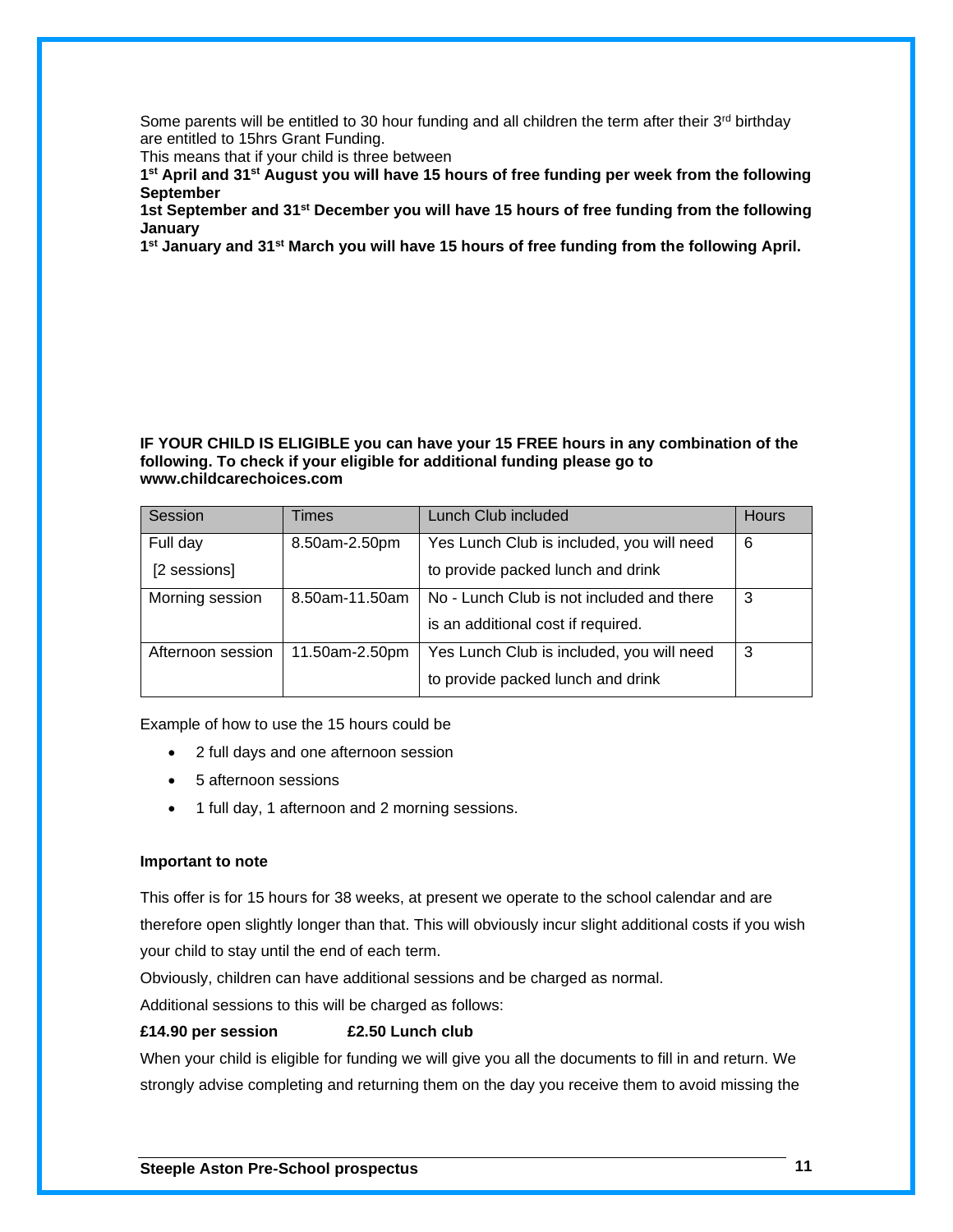Some parents will be entitled to 30 hour funding and all children the term after their 3rd birthday are entitled to 15hrs Grant Funding.

This means that if your child is three between

**1st April and 31st August you will have 15 hours of free funding per week from the following September**

**1st September and 31st December you will have 15 hours of free funding from the following January**

**1st January and 31st March you will have 15 hours of free funding from the following April.**

**IF YOUR CHILD IS ELIGIBLE you can have your 15 FREE hours in any combination of the following. To check if your eligible for additional funding please go to www.childcarechoices.com**

| Session | Times | Lunch Club included | Hours |
|---|---|---|---|
| Full day [2 sessions] | 8.50am-2.50pm | Yes Lunch Club is included, you will need to provide packed lunch and drink | 6 |
| Morning session | 8.50am-11.50am | No - Lunch Club is not included and there is an additional cost if required. | 3 |
| Afternoon session | 11.50am-2.50pm | Yes Lunch Club is included, you will need to provide packed lunch and drink | 3 |

Example of how to use the 15 hours could be

- 2 full days and one afternoon session
- 5 afternoon sessions
- 1 full day, 1 afternoon and 2 morning sessions.

**Important to note**

This offer is for 15 hours for 38 weeks, at present we operate to the school calendar and are therefore open slightly longer than that. This will obviously incur slight additional costs if you wish your child to stay until the end of each term.

Obviously, children can have additional sessions and be charged as normal.

Additional sessions to this will be charged as follows:

**£14.90 per session　　　　£2.50 Lunch club**

When your child is eligible for funding we will give you all the documents to fill in and return. We strongly advise completing and returning them on the day you receive them to avoid missing the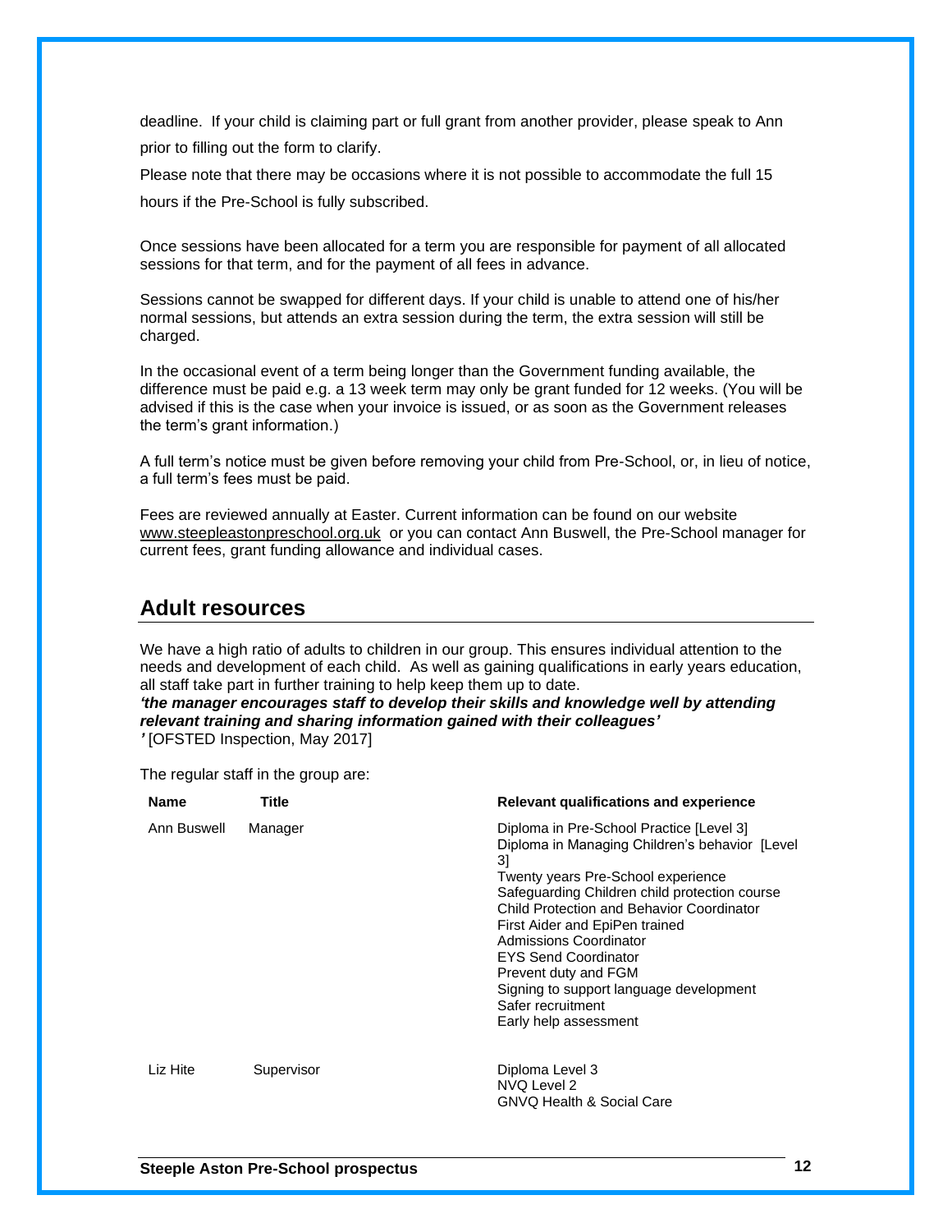deadline. If your child is claiming part or full grant from another provider, please speak to Ann prior to filling out the form to clarify.

Please note that there may be occasions where it is not possible to accommodate the full 15 hours if the Pre-School is fully subscribed.

Once sessions have been allocated for a term you are responsible for payment of all allocated sessions for that term, and for the payment of all fees in advance.

Sessions cannot be swapped for different days. If your child is unable to attend one of his/her normal sessions, but attends an extra session during the term, the extra session will still be charged.

In the occasional event of a term being longer than the Government funding available, the difference must be paid e.g. a 13 week term may only be grant funded for 12 weeks. (You will be advised if this is the case when your invoice is issued, or as soon as the Government releases the term's grant information.)

A full term's notice must be given before removing your child from Pre-School, or, in lieu of notice, a full term's fees must be paid.

Fees are reviewed annually at Easter. Current information can be found on our website www.steepleastonpreschool.org.uk or you can contact Ann Buswell, the Pre-School manager for current fees, grant funding allowance and individual cases.

## Adult resources

We have a high ratio of adults to children in our group. This ensures individual attention to the needs and development of each child. As well as gaining qualifications in early years education, all staff take part in further training to help keep them up to date.
***'the manager encourages staff to develop their skills and knowledge well by attending relevant training and sharing information gained with their colleagues'***
***'*** [OFSTED Inspection, May 2017]

The regular staff in the group are:

| Name | Title | Relevant qualifications and experience |
|---|---|---|
| Ann Buswell | Manager | Diploma in Pre-School Practice [Level 3]<br>Diploma in Managing Children's behavior [Level 3]<br>Twenty years Pre-School experience<br>Safeguarding Children child protection course<br>Child Protection and Behavior Coordinator<br>First Aider and EpiPen trained<br>Admissions Coordinator<br>EYS Send Coordinator<br>Prevent duty and FGM<br>Signing to support language development<br>Safer recruitment<br>Early help assessment |
| Liz Hite | Supervisor | Diploma Level 3<br>NVQ Level 2<br>GNVQ Health & Social Care |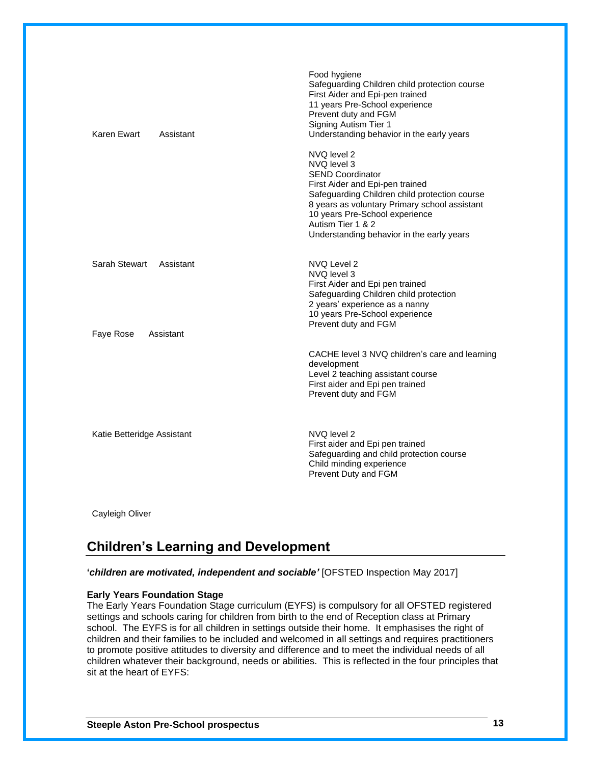Food hygiene
Safeguarding Children child protection course
First Aider and Epi-pen trained
11 years Pre-School experience
Prevent duty and FGM
Signing Autism Tier 1

Karen Ewart Assistant

Understanding behavior in the early years

NVQ level 2
NVQ level 3
SEND Coordinator
First Aider and Epi-pen trained
Safeguarding Children child protection course
8 years as voluntary Primary school assistant
10 years Pre-School experience
Autism Tier 1 & 2
Understanding behavior in the early years

Sarah Stewart Assistant

NVQ Level 2
NVQ level 3
First Aider and Epi pen trained
Safeguarding Children child protection
2 years' experience as a nanny
10 years Pre-School experience
Prevent duty and FGM

Faye Rose Assistant

CACHE level 3 NVQ children's care and learning development
Level 2 teaching assistant course
First aider and Epi pen trained
Prevent duty and FGM

Katie Betteridge Assistant

NVQ level 2
First aider and Epi pen trained
Safeguarding and child protection course
Child minding experience
Prevent Duty and FGM

Cayleigh Oliver

## Children's Learning and Development

***'children are motivated, independent and sociable'*** [OFSTED Inspection May 2017]

**Early Years Foundation Stage**

The Early Years Foundation Stage curriculum (EYFS) is compulsory for all OFSTED registered settings and schools caring for children from birth to the end of Reception class at Primary school. The EYFS is for all children in settings outside their home. It emphasises the right of children and their families to be included and welcomed in all settings and requires practitioners to promote positive attitudes to diversity and difference and to meet the individual needs of all children whatever their background, needs or abilities. This is reflected in the four principles that sit at the heart of EYFS: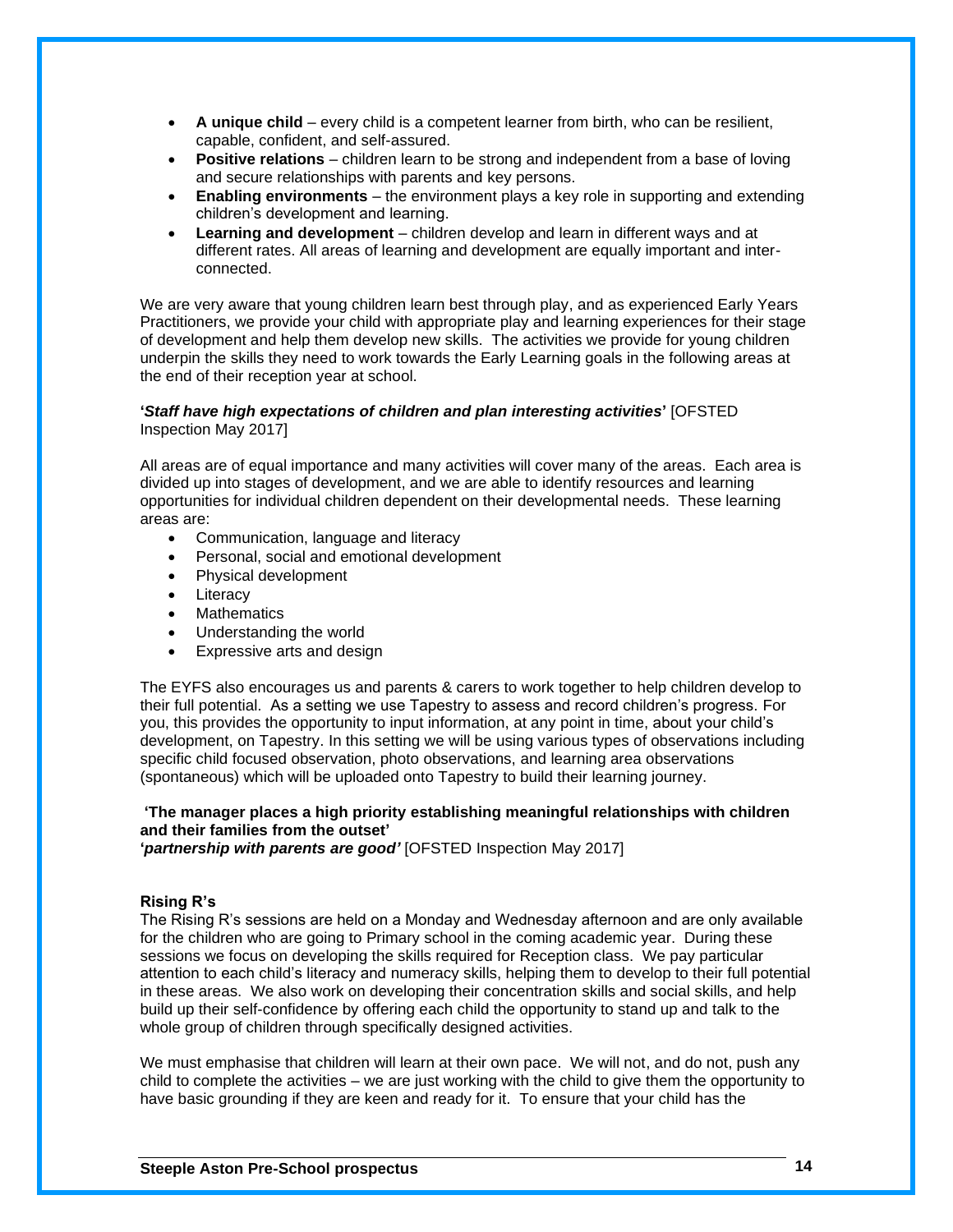- **A unique child** – every child is a competent learner from birth, who can be resilient, capable, confident, and self-assured.
- **Positive relations** – children learn to be strong and independent from a base of loving and secure relationships with parents and key persons.
- **Enabling environments** – the environment plays a key role in supporting and extending children's development and learning.
- **Learning and development** – children develop and learn in different ways and at different rates. All areas of learning and development are equally important and inter-connected.

We are very aware that young children learn best through play, and as experienced Early Years Practitioners, we provide your child with appropriate play and learning experiences for their stage of development and help them develop new skills. The activities we provide for young children underpin the skills they need to work towards the Early Learning goals in the following areas at the end of their reception year at school.

**'*Staff have high expectations of children and plan interesting activities*'** [OFSTED Inspection May 2017]

All areas are of equal importance and many activities will cover many of the areas. Each area is divided up into stages of development, and we are able to identify resources and learning opportunities for individual children dependent on their developmental needs. These learning areas are:

- Communication, language and literacy
- Personal, social and emotional development
- Physical development
- Literacy
- Mathematics
- Understanding the world
- Expressive arts and design

The EYFS also encourages us and parents & carers to work together to help children develop to their full potential. As a setting we use Tapestry to assess and record children's progress. For you, this provides the opportunity to input information, at any point in time, about your child's development, on Tapestry. In this setting we will be using various types of observations including specific child focused observation, photo observations, and learning area observations (spontaneous) which will be uploaded onto Tapestry to build their learning journey.

**'The manager places a high priority establishing meaningful relationships with children and their families from the outset'**
**'*partnership with parents are good'*** [OFSTED Inspection May 2017]

### Rising R's

The Rising R's sessions are held on a Monday and Wednesday afternoon and are only available for the children who are going to Primary school in the coming academic year. During these sessions we focus on developing the skills required for Reception class. We pay particular attention to each child's literacy and numeracy skills, helping them to develop to their full potential in these areas. We also work on developing their concentration skills and social skills, and help build up their self-confidence by offering each child the opportunity to stand up and talk to the whole group of children through specifically designed activities.

We must emphasise that children will learn at their own pace. We will not, and do not, push any child to complete the activities – we are just working with the child to give them the opportunity to have basic grounding if they are keen and ready for it. To ensure that your child has the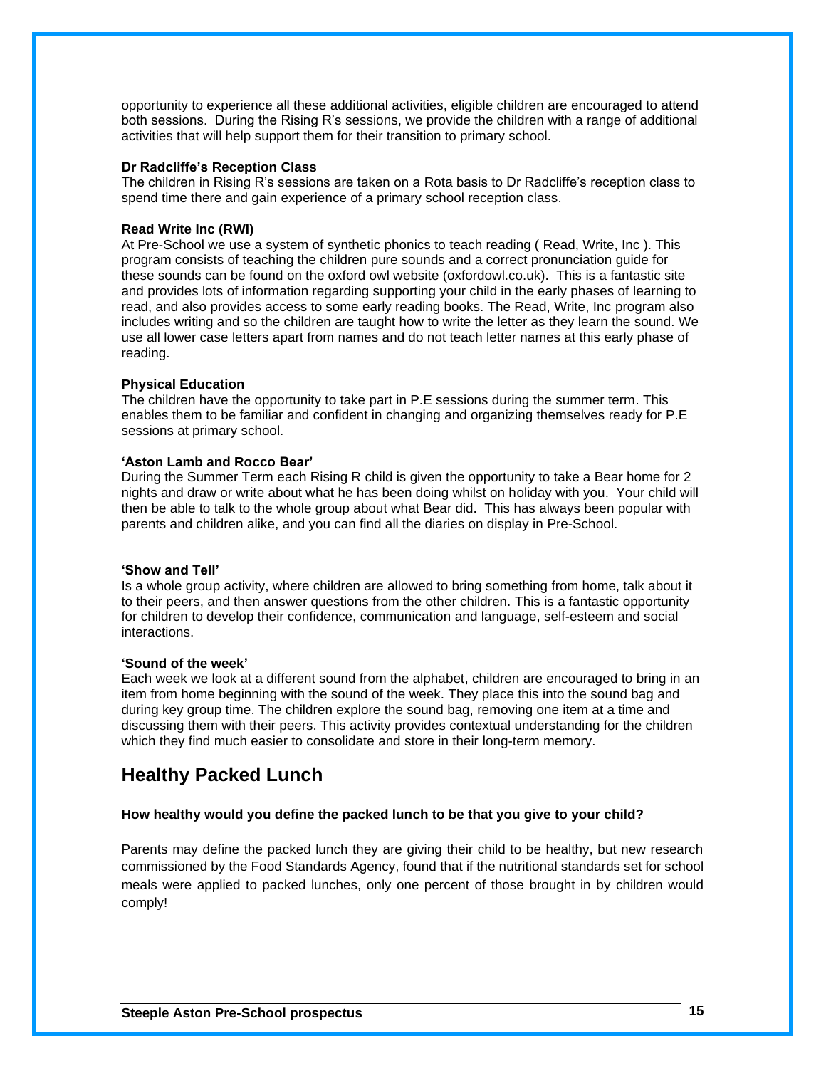opportunity to experience all these additional activities, eligible children are encouraged to attend both sessions. During the Rising R's sessions, we provide the children with a range of additional activities that will help support them for their transition to primary school.

**Dr Radcliffe's Reception Class**

The children in Rising R's sessions are taken on a Rota basis to Dr Radcliffe's reception class to spend time there and gain experience of a primary school reception class.

**Read Write Inc (RWI)**

At Pre-School we use a system of synthetic phonics to teach reading ( Read, Write, Inc ). This program consists of teaching the children pure sounds and a correct pronunciation guide for these sounds can be found on the oxford owl website (oxfordowl.co.uk). This is a fantastic site and provides lots of information regarding supporting your child in the early phases of learning to read, and also provides access to some early reading books. The Read, Write, Inc program also includes writing and so the children are taught how to write the letter as they learn the sound. We use all lower case letters apart from names and do not teach letter names at this early phase of reading.

**Physical Education**

The children have the opportunity to take part in P.E sessions during the summer term. This enables them to be familiar and confident in changing and organizing themselves ready for P.E sessions at primary school.

**'Aston Lamb and Rocco Bear'**

During the Summer Term each Rising R child is given the opportunity to take a Bear home for 2 nights and draw or write about what he has been doing whilst on holiday with you. Your child will then be able to talk to the whole group about what Bear did. This has always been popular with parents and children alike, and you can find all the diaries on display in Pre-School.

**'Show and Tell'**

Is a whole group activity, where children are allowed to bring something from home, talk about it to their peers, and then answer questions from the other children. This is a fantastic opportunity for children to develop their confidence, communication and language, self-esteem and social interactions.

**'Sound of the week'**

Each week we look at a different sound from the alphabet, children are encouraged to bring in an item from home beginning with the sound of the week. They place this into the sound bag and during key group time. The children explore the sound bag, removing one item at a time and discussing them with their peers. This activity provides contextual understanding for the children which they find much easier to consolidate and store in their long-term memory.

## Healthy Packed Lunch

**How healthy would you define the packed lunch to be that you give to your child?**

Parents may define the packed lunch they are giving their child to be healthy, but new research commissioned by the Food Standards Agency, found that if the nutritional standards set for school meals were applied to packed lunches, only one percent of those brought in by children would comply!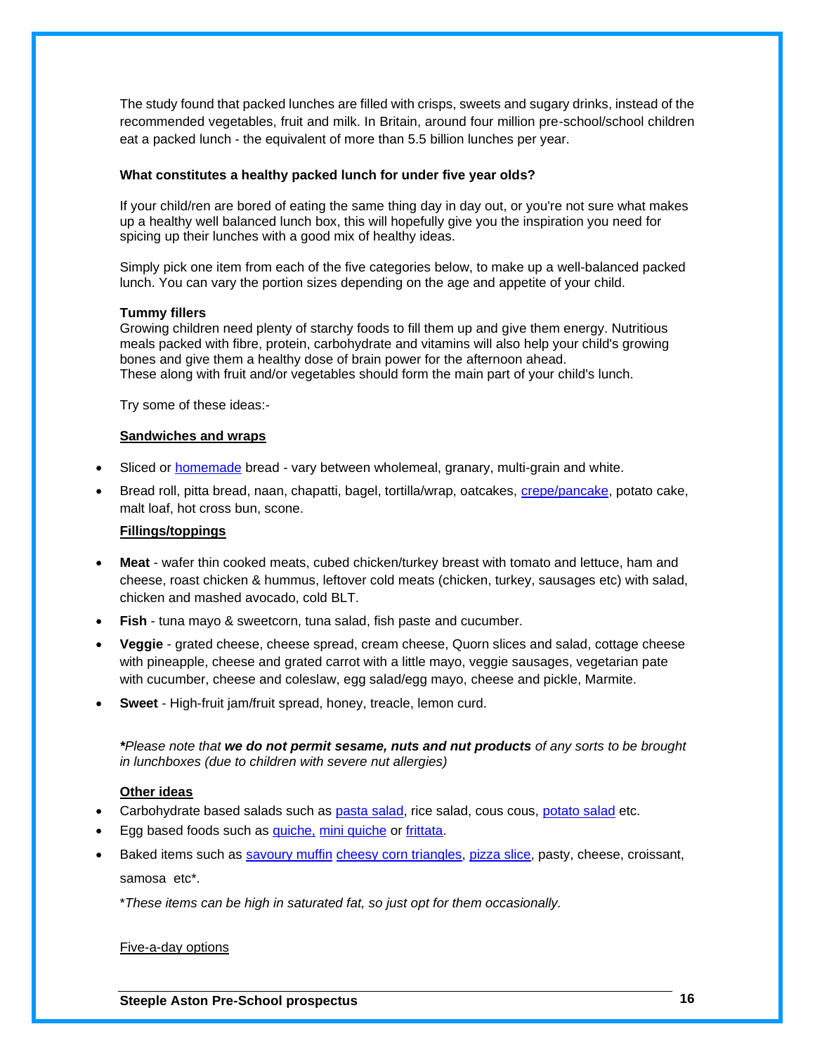The study found that packed lunches are filled with crisps, sweets and sugary drinks, instead of the recommended vegetables, fruit and milk. In Britain, around four million pre-school/school children eat a packed lunch - the equivalent of more than 5.5 billion lunches per year.

**What constitutes a healthy packed lunch for under five year olds?**

If your child/ren are bored of eating the same thing day in day out, or you're not sure what makes up a healthy well balanced lunch box, this will hopefully give you the inspiration you need for spicing up their lunches with a good mix of healthy ideas.

Simply pick one item from each of the five categories below, to make up a well-balanced packed lunch. You can vary the portion sizes depending on the age and appetite of your child.

**Tummy fillers**
Growing children need plenty of starchy foods to fill them up and give them energy. Nutritious meals packed with fibre, protein, carbohydrate and vitamins will also help your child's growing bones and give them a healthy dose of brain power for the afternoon ahead.
These along with fruit and/or vegetables should form the main part of your child's lunch.

Try some of these ideas:-

**Sandwiches and wraps**

- Sliced or homemade bread - vary between wholemeal, granary, multi-grain and white.
- Bread roll, pitta bread, naan, chapatti, bagel, tortilla/wrap, oatcakes, crepe/pancake, potato cake, malt loaf, hot cross bun, scone.

**Fillings/toppings**

- **Meat** - wafer thin cooked meats, cubed chicken/turkey breast with tomato and lettuce, ham and cheese, roast chicken & hummus, leftover cold meats (chicken, turkey, sausages etc) with salad, chicken and mashed avocado, cold BLT.
- **Fish** - tuna mayo & sweetcorn, tuna salad, fish paste and cucumber.
- **Veggie** - grated cheese, cheese spread, cream cheese, Quorn slices and salad, cottage cheese with pineapple, cheese and grated carrot with a little mayo, veggie sausages, vegetarian pate with cucumber, cheese and coleslaw, egg salad/egg mayo, cheese and pickle, Marmite.
- **Sweet** - High-fruit jam/fruit spread, honey, treacle, lemon curd.

***Please note that* ***we do not permit sesame, nuts and nut products*** *of any sorts to be brought in lunchboxes (due to children with severe nut allergies)*

**Other ideas**

- Carbohydrate based salads such as pasta salad, rice salad, cous cous, potato salad etc.
- Egg based foods such as quiche, mini quiche or frittata.
- Baked items such as savoury muffin cheesy corn triangles, pizza slice, pasty, cheese, croissant, samosa etc*.

*These items can be high in saturated fat, so just opt for them occasionally.*

Five-a-day options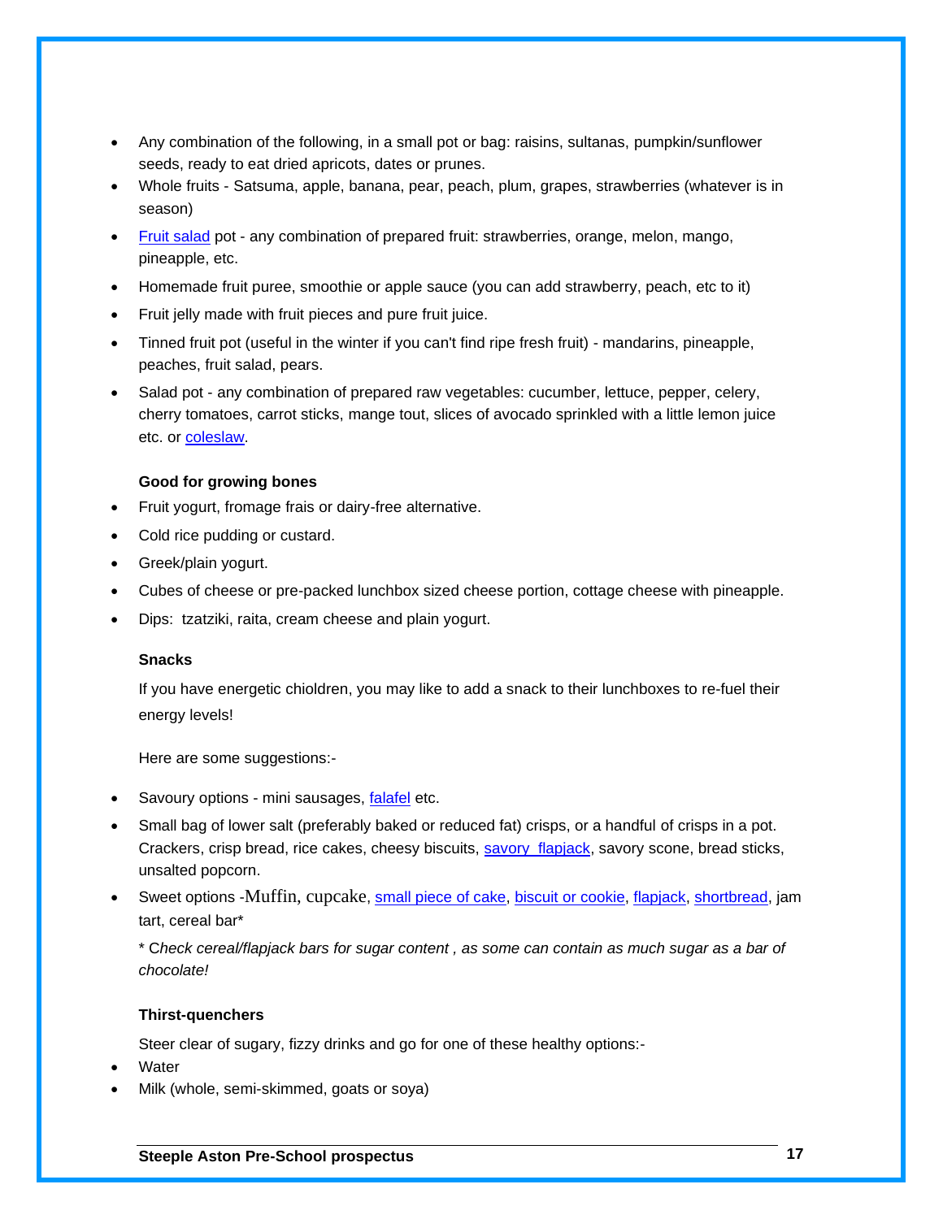- Any combination of the following, in a small pot or bag: raisins, sultanas, pumpkin/sunflower seeds, ready to eat dried apricots, dates or prunes.
- Whole fruits - Satsuma, apple, banana, pear, peach, plum, grapes, strawberries (whatever is in season)
- Fruit salad pot - any combination of prepared fruit: strawberries, orange, melon, mango, pineapple, etc.
- Homemade fruit puree, smoothie or apple sauce (you can add strawberry, peach, etc to it)
- Fruit jelly made with fruit pieces and pure fruit juice.
- Tinned fruit pot (useful in the winter if you can't find ripe fresh fruit) - mandarins, pineapple, peaches, fruit salad, pears.
- Salad pot - any combination of prepared raw vegetables: cucumber, lettuce, pepper, celery, cherry tomatoes, carrot sticks, mange tout, slices of avocado sprinkled with a little lemon juice etc. or coleslaw.

**Good for growing bones**

- Fruit yogurt, fromage frais or dairy-free alternative.
- Cold rice pudding or custard.
- Greek/plain yogurt.
- Cubes of cheese or pre-packed lunchbox sized cheese portion, cottage cheese with pineapple.
- Dips: tzatziki, raita, cream cheese and plain yogurt.

**Snacks**

If you have energetic chioldren, you may like to add a snack to their lunchboxes to re-fuel their energy levels!

Here are some suggestions:-

- Savoury options - mini sausages, falafel etc.
- Small bag of lower salt (preferably baked or reduced fat) crisps, or a handful of crisps in a pot. Crackers, crisp bread, rice cakes, cheesy biscuits, savory flapjack, savory scone, bread sticks, unsalted popcorn.
- Sweet options -Muffin, cupcake, small piece of cake, biscuit or cookie, flapjack, shortbread, jam tart, cereal bar*

  *\* Check cereal/flapjack bars for sugar content , as some can contain as much sugar as a bar of chocolate!*

**Thirst-quenchers**

Steer clear of sugary, fizzy drinks and go for one of these healthy options:-

- Water
- Milk (whole, semi-skimmed, goats or soya)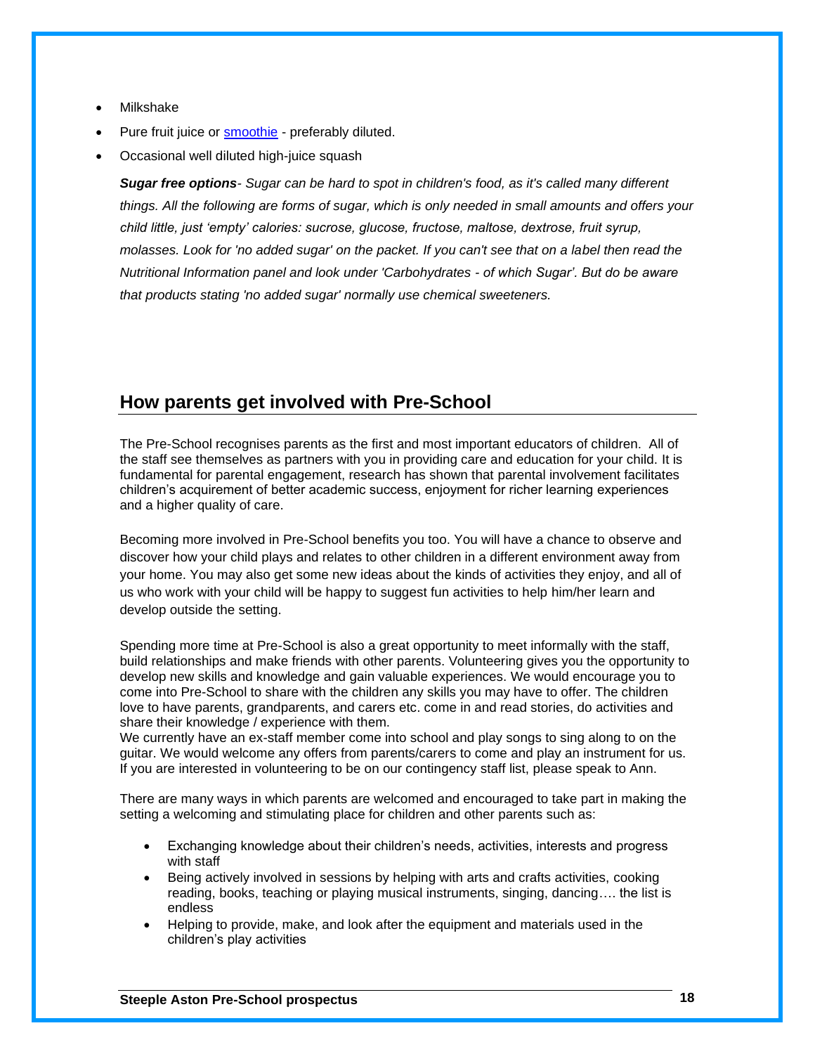- Milkshake
- Pure fruit juice or [smoothie](smoothie) - preferably diluted.
- Occasional well diluted high-juice squash

***Sugar free options****- Sugar can be hard to spot in children's food, as it's called many different things. All the following are forms of sugar, which is only needed in small amounts and offers your child little, just 'empty' calories: sucrose, glucose, fructose, maltose, dextrose, fruit syrup, molasses. Look for 'no added sugar' on the packet. If you can't see that on a label then read the Nutritional Information panel and look under 'Carbohydrates - of which Sugar'. But do be aware that products stating 'no added sugar' normally use chemical sweeteners.*

## How parents get involved with Pre-School

The Pre-School recognises parents as the first and most important educators of children. All of the staff see themselves as partners with you in providing care and education for your child. It is fundamental for parental engagement, research has shown that parental involvement facilitates children's acquirement of better academic success, enjoyment for richer learning experiences and a higher quality of care.

Becoming more involved in Pre-School benefits you too. You will have a chance to observe and discover how your child plays and relates to other children in a different environment away from your home. You may also get some new ideas about the kinds of activities they enjoy, and all of us who work with your child will be happy to suggest fun activities to help him/her learn and develop outside the setting.

Spending more time at Pre-School is also a great opportunity to meet informally with the staff, build relationships and make friends with other parents. Volunteering gives you the opportunity to develop new skills and knowledge and gain valuable experiences. We would encourage you to come into Pre-School to share with the children any skills you may have to offer. The children love to have parents, grandparents, and carers etc. come in and read stories, do activities and share their knowledge / experience with them.
We currently have an ex-staff member come into school and play songs to sing along to on the guitar. We would welcome any offers from parents/carers to come and play an instrument for us. If you are interested in volunteering to be on our contingency staff list, please speak to Ann.

There are many ways in which parents are welcomed and encouraged to take part in making the setting a welcoming and stimulating place for children and other parents such as:

- Exchanging knowledge about their children's needs, activities, interests and progress with staff
- Being actively involved in sessions by helping with arts and crafts activities, cooking reading, books, teaching or playing musical instruments, singing, dancing…. the list is endless
- Helping to provide, make, and look after the equipment and materials used in the children's play activities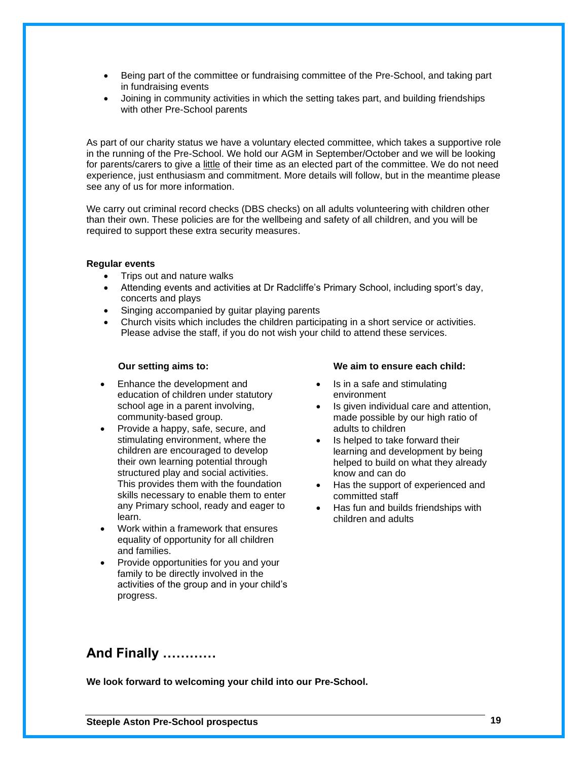- Being part of the committee or fundraising committee of the Pre-School, and taking part in fundraising events
- Joining in community activities in which the setting takes part, and building friendships with other Pre-School parents

As part of our charity status we have a voluntary elected committee, which takes a supportive role in the running of the Pre-School. We hold our AGM in September/October and we will be looking for parents/carers to give a little of their time as an elected part of the committee. We do not need experience, just enthusiasm and commitment. More details will follow, but in the meantime please see any of us for more information.

We carry out criminal record checks (DBS checks) on all adults volunteering with children other than their own. These policies are for the wellbeing and safety of all children, and you will be required to support these extra security measures.

**Regular events**

- Trips out and nature walks
- Attending events and activities at Dr Radcliffe's Primary School, including sport's day, concerts and plays
- Singing accompanied by guitar playing parents
- Church visits which includes the children participating in a short service or activities. Please advise the staff, if you do not wish your child to attend these services.

**Our setting aims to:**

- Enhance the development and education of children under statutory school age in a parent involving, community-based group.
- Provide a happy, safe, secure, and stimulating environment, where the children are encouraged to develop their own learning potential through structured play and social activities. This provides them with the foundation skills necessary to enable them to enter any Primary school, ready and eager to learn.
- Work within a framework that ensures equality of opportunity for all children and families.
- Provide opportunities for you and your family to be directly involved in the activities of the group and in your child's progress.

**We aim to ensure each child:**

- Is in a safe and stimulating environment
- Is given individual care and attention, made possible by our high ratio of adults to children
- Is helped to take forward their learning and development by being helped to build on what they already know and can do
- Has the support of experienced and committed staff
- Has fun and builds friendships with children and adults

## And Finally …………

**We look forward to welcoming your child into our Pre-School.**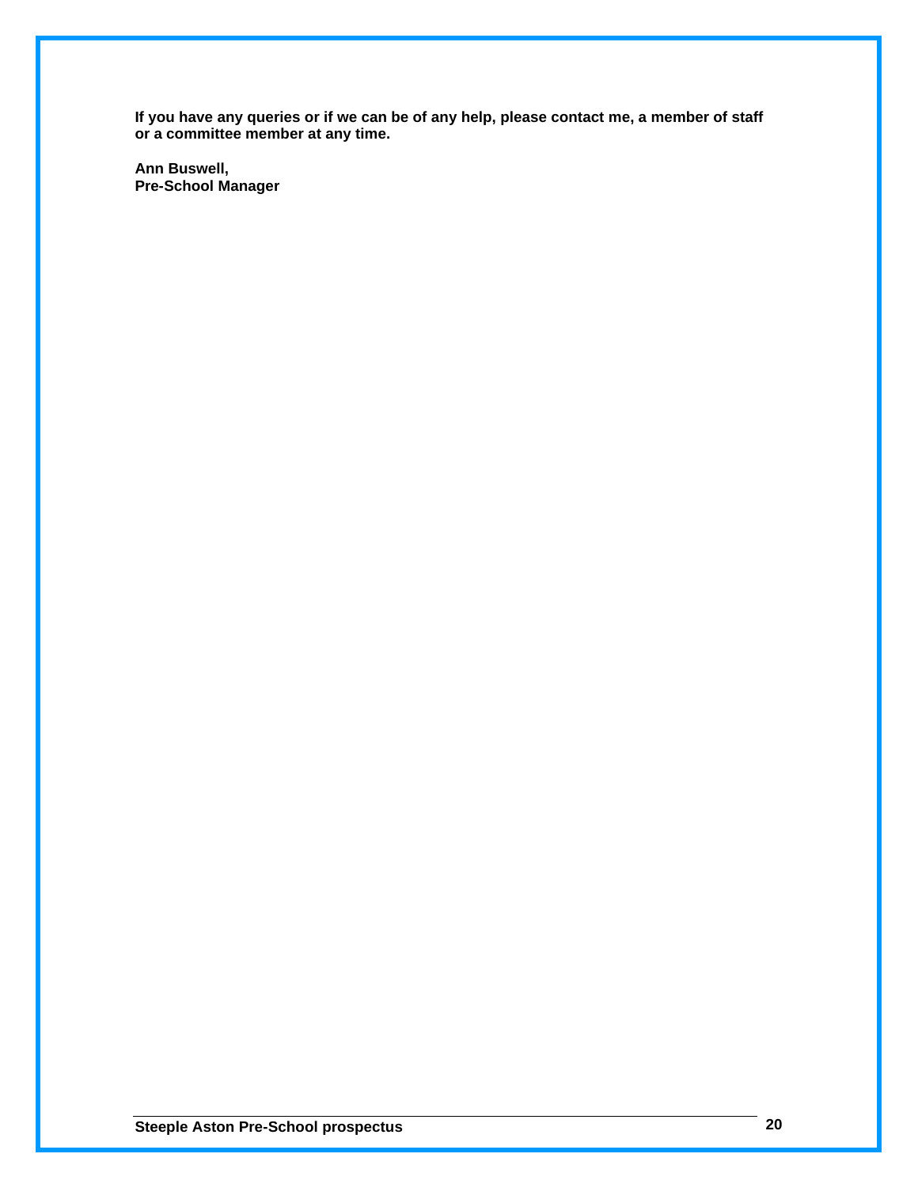**If you have any queries or if we can be of any help, please contact me, a member of staff or a committee member at any time.**

**Ann Buswell,**
**Pre-School Manager**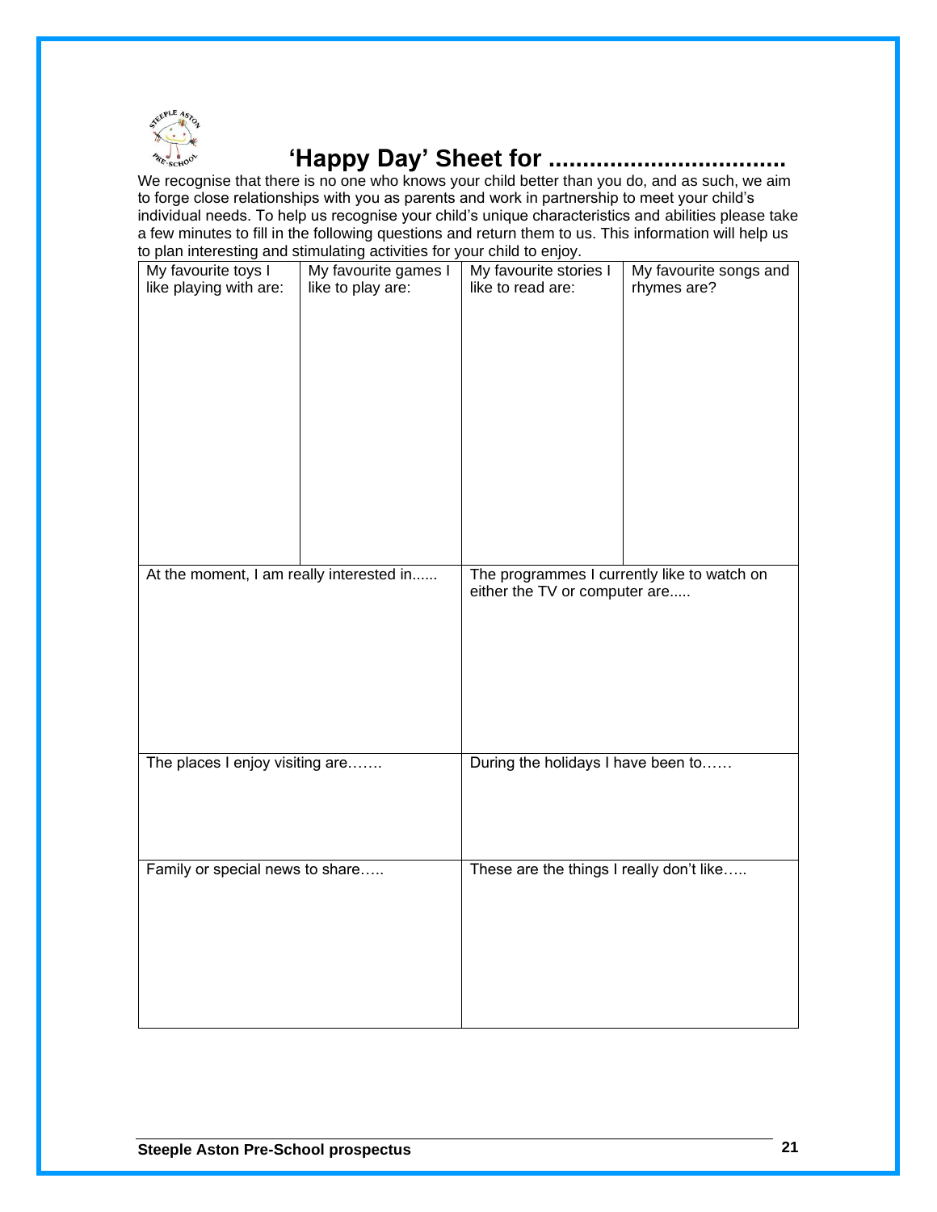# 'Happy Day' Sheet for ..................................

We recognise that there is no one who knows your child better than you do, and as such, we aim to forge close relationships with you as parents and work in partnership to meet your child's individual needs. To help us recognise your child's unique characteristics and abilities please take a few minutes to fill in the following questions and return them to us. This information will help us to plan interesting and stimulating activities for your child to enjoy.

| My favourite toys I like playing with are: | My favourite games I like to play are: | My favourite stories I like to read are: | My favourite songs and rhymes are? |
|---|---|---|---|
| | | | |

| At the moment, I am really interested in...... | The programmes I currently like to watch on either the TV or computer are..... |
|---|---|
| | |
| **The places I enjoy visiting are…….** | **During the holidays I have been to……** |
| | |
| **Family or special news to share…..** | **These are the things I really don't like…..** |
| | |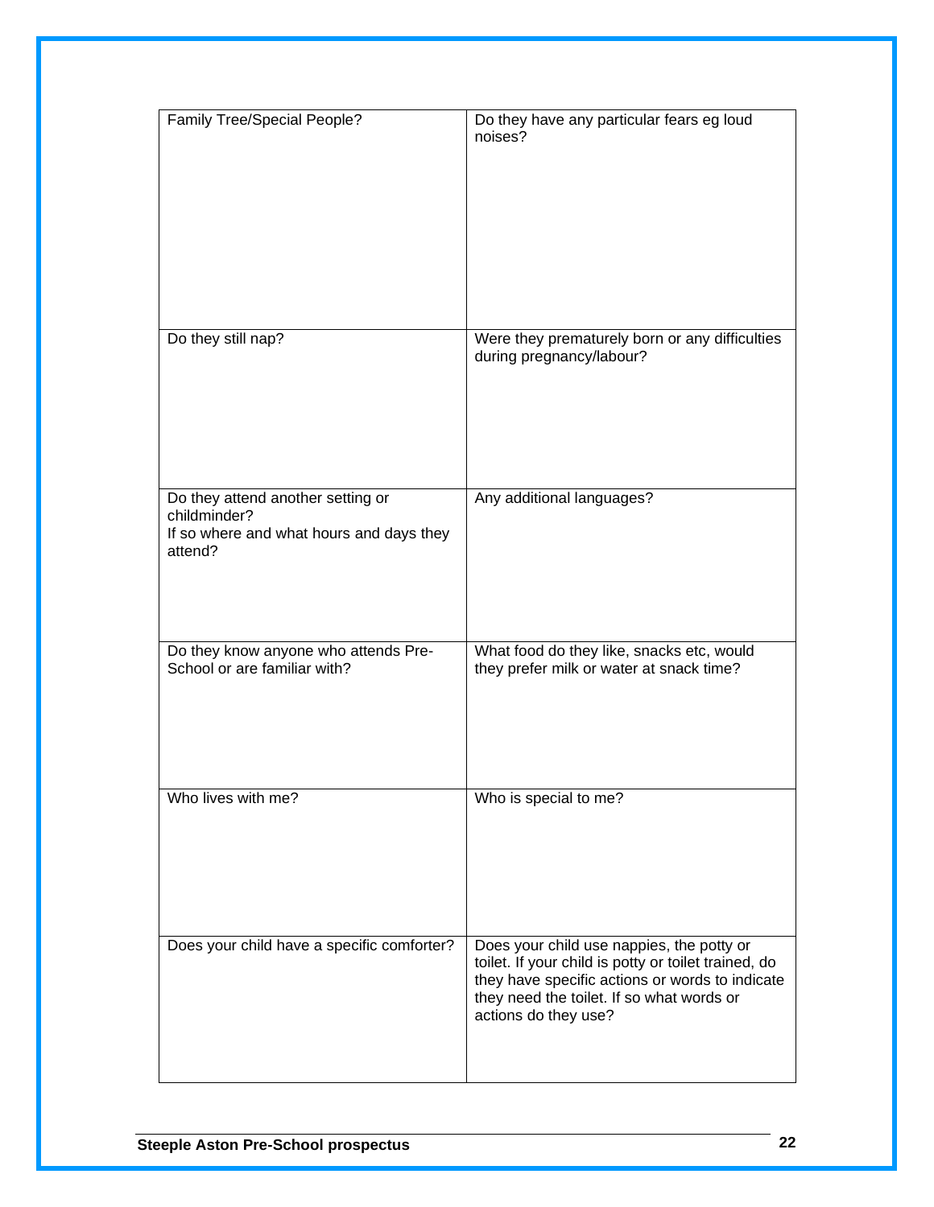| Family Tree/Special People? | Do they have any particular fears eg loud noises? |
|---|---|
| Do they still nap? | Were they prematurely born or any difficulties during pregnancy/labour? |
| Do they attend another setting or childminder?<br>If so where and what hours and days they attend? | Any additional languages? |
| Do they know anyone who attends Pre-School or are familiar with? | What food do they like, snacks etc, would they prefer milk or water at snack time? |
| Who lives with me? | Who is special to me? |
| Does your child have a specific comforter? | Does your child use nappies, the potty or toilet. If your child is potty or toilet trained, do they have specific actions or words to indicate they need the toilet. If so what words or actions do they use? |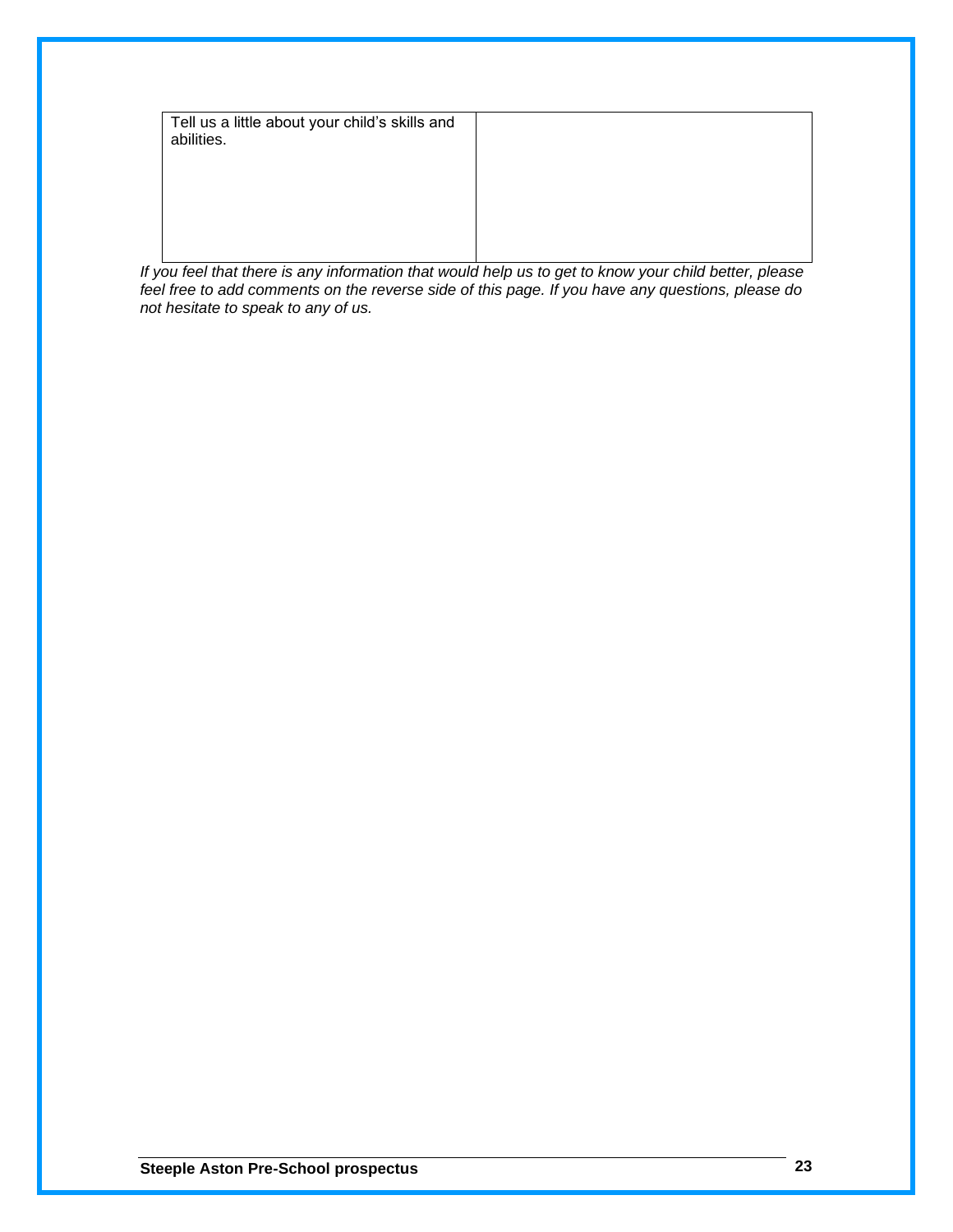| Tell us a little about your child's skills and abilities. | |
|---|---|

*If you feel that there is any information that would help us to get to know your child better, please feel free to add comments on the reverse side of this page. If you have any questions, please do not hesitate to speak to any of us.*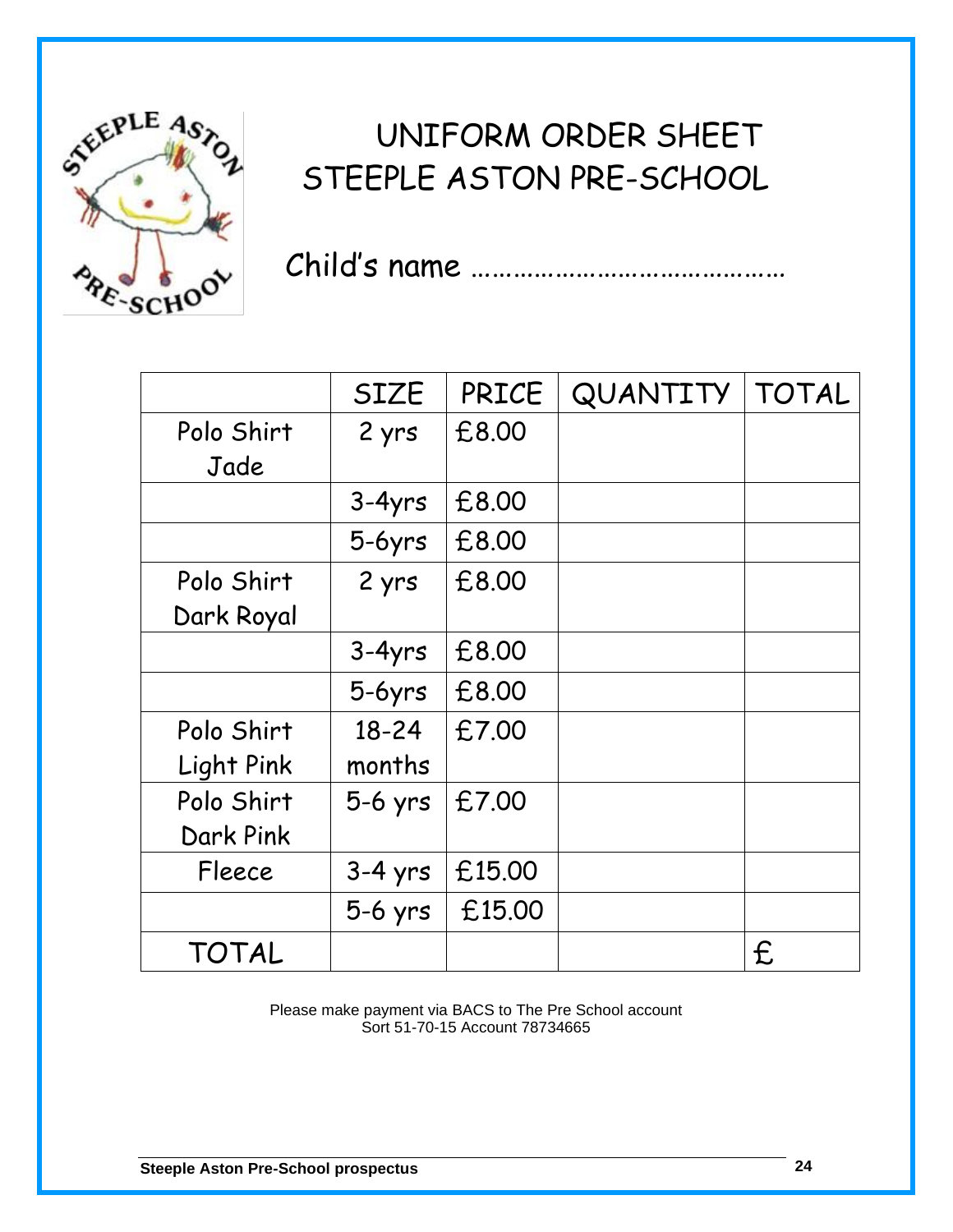# UNIFORM ORDER SHEET
# STEEPLE ASTON PRE-SCHOOL

Child's name ………………………………………

| | SIZE | PRICE | QUANTITY | TOTAL |
|---|---|---|---|---|
| Polo Shirt Jade | 2 yrs | £8.00 | | |
| | 3-4yrs | £8.00 | | |
| | 5-6yrs | £8.00 | | |
| Polo Shirt Dark Royal | 2 yrs | £8.00 | | |
| | 3-4yrs | £8.00 | | |
| | 5-6yrs | £8.00 | | |
| Polo Shirt Light Pink | 18-24 months | £7.00 | | |
| Polo Shirt Dark Pink | 5-6 yrs | £7.00 | | |
| Fleece | 3-4 yrs | £15.00 | | |
| | 5-6 yrs | £15.00 | | |
| TOTAL | | | | £ |

Please make payment via BACS to The Pre School account
Sort 51-70-15 Account 78734665